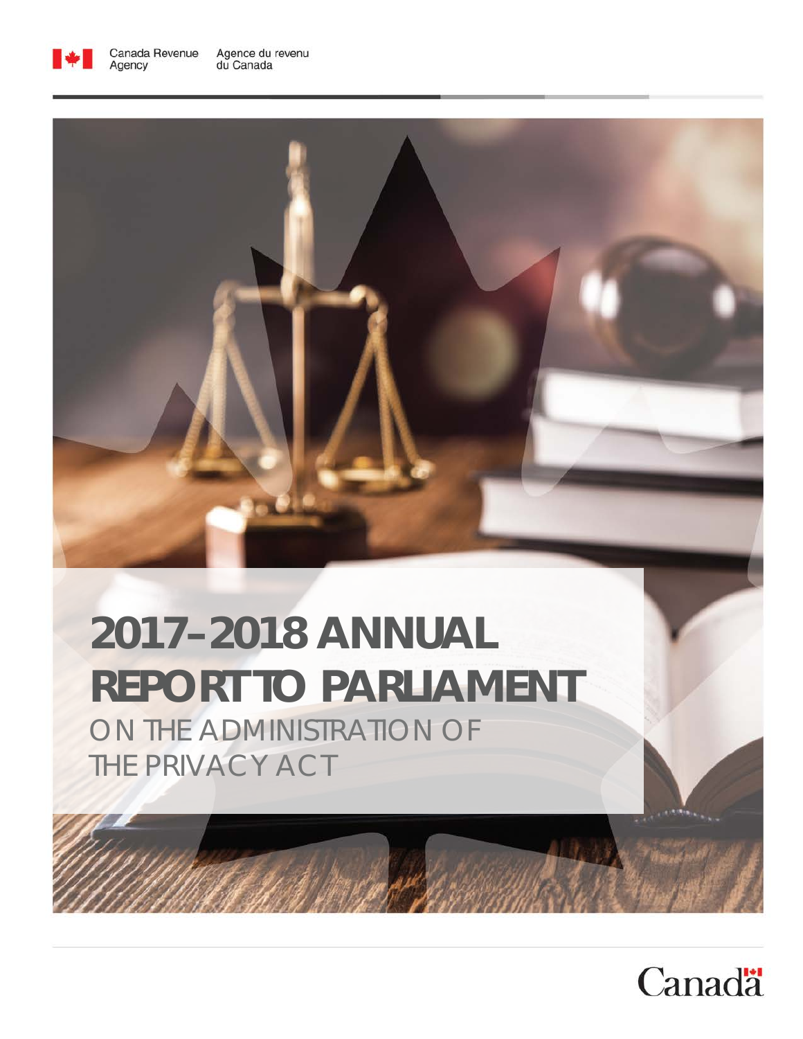Canada Revenue Agency / Agence du revenu du Canada

# 2017–2018 ANNUAL REPORT TO PARLIAMENT

## ON THE ADMINISTRATION OF THE PRIVACY ACT

Canada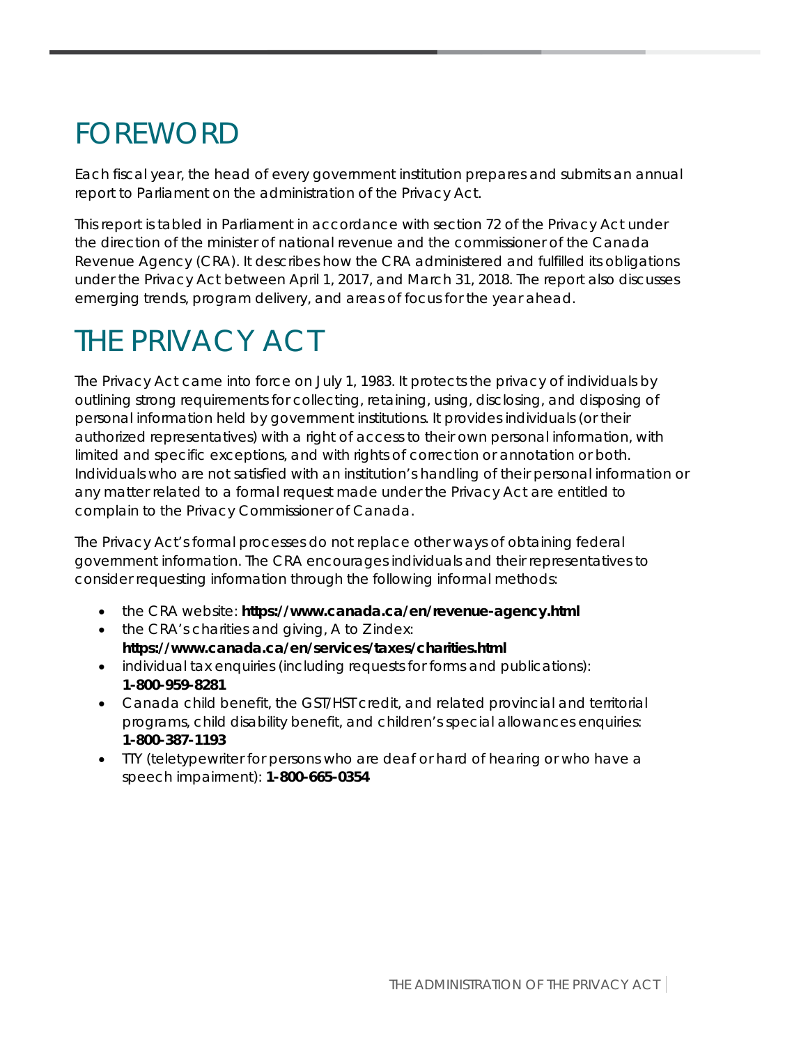# FOREWORD

Each fiscal year, the head of every government institution prepares and submits an annual report to Parliament on the administration of the Privacy Act.

This report is tabled in Parliament in accordance with section 72 of the Privacy Act under the direction of the minister of national revenue and the commissioner of the Canada Revenue Agency (CRA). It describes how the CRA administered and fulfilled its obligations under the Privacy Act between April 1, 2017, and March 31, 2018. The report also discusses emerging trends, program delivery, and areas of focus for the year ahead.

# THE PRIVACY ACT

The Privacy Act came into force on July 1, 1983. It protects the privacy of individuals by outlining strong requirements for collecting, retaining, using, disclosing, and disposing of personal information held by government institutions. It provides individuals (or their authorized representatives) with a right of access to their own personal information, with limited and specific exceptions, and with rights of correction or annotation or both. Individuals who are not satisfied with an institution's handling of their personal information or any matter related to a formal request made under the Privacy Act are entitled to complain to the Privacy Commissioner of Canada.

The Privacy Act's formal processes do not replace other ways of obtaining federal government information. The CRA encourages individuals and their representatives to consider requesting information through the following informal methods:

- the CRA website: **https://www.canada.ca/en/revenue-agency.html**
- the CRA's charities and giving, A to Z index: **https://www.canada.ca/en/services/taxes/charities.html**
- individual tax enquiries (including requests for forms and publications): **1-800-959-8281**
- Canada child benefit, the GST/HST credit, and related provincial and territorial programs, child disability benefit, and children's special allowances enquiries: **1-800-387-1193**
- TTY (teletypewriter for persons who are deaf or hard of hearing or who have a speech impairment): **1-800-665-0354**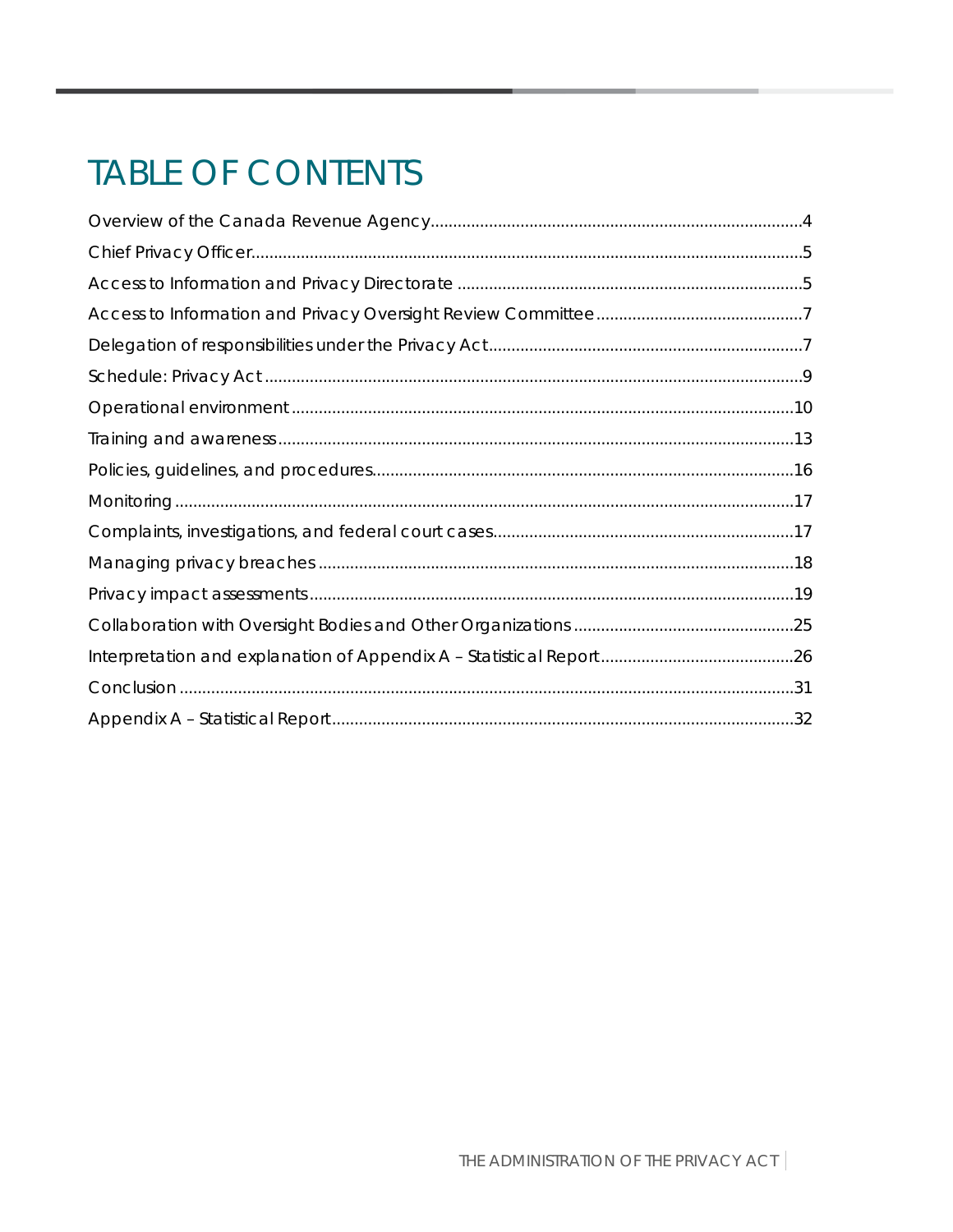# TABLE OF CONTENTS

Overview of the Canada Revenue Agency....................................................................................4

Chief Privacy Officer.......................................................................................................................5

Access to Information and Privacy Directorate ............................................................................5

Access to Information and Privacy Oversight Review Committee .............................................7

Delegation of responsibilities under the Privacy Act.....................................................................7

Schedule: Privacy Act .......................................................................................................................9

Operational environment ...............................................................................................................10

Training and awareness..................................................................................................................13

Policies, guidelines, and procedures............................................................................................16

Monitoring .........................................................................................................................................17

Complaints, investigations, and federal court cases..................................................................17

Managing privacy breaches .........................................................................................................18

Privacy impact assessments............................................................................................................19

Collaboration with Oversight Bodies and Other Organizations .................................................25

Interpretation and explanation of Appendix A – Statistical Report...........................................26

Conclusion ........................................................................................................................................31

Appendix A – Statistical Report......................................................................................................32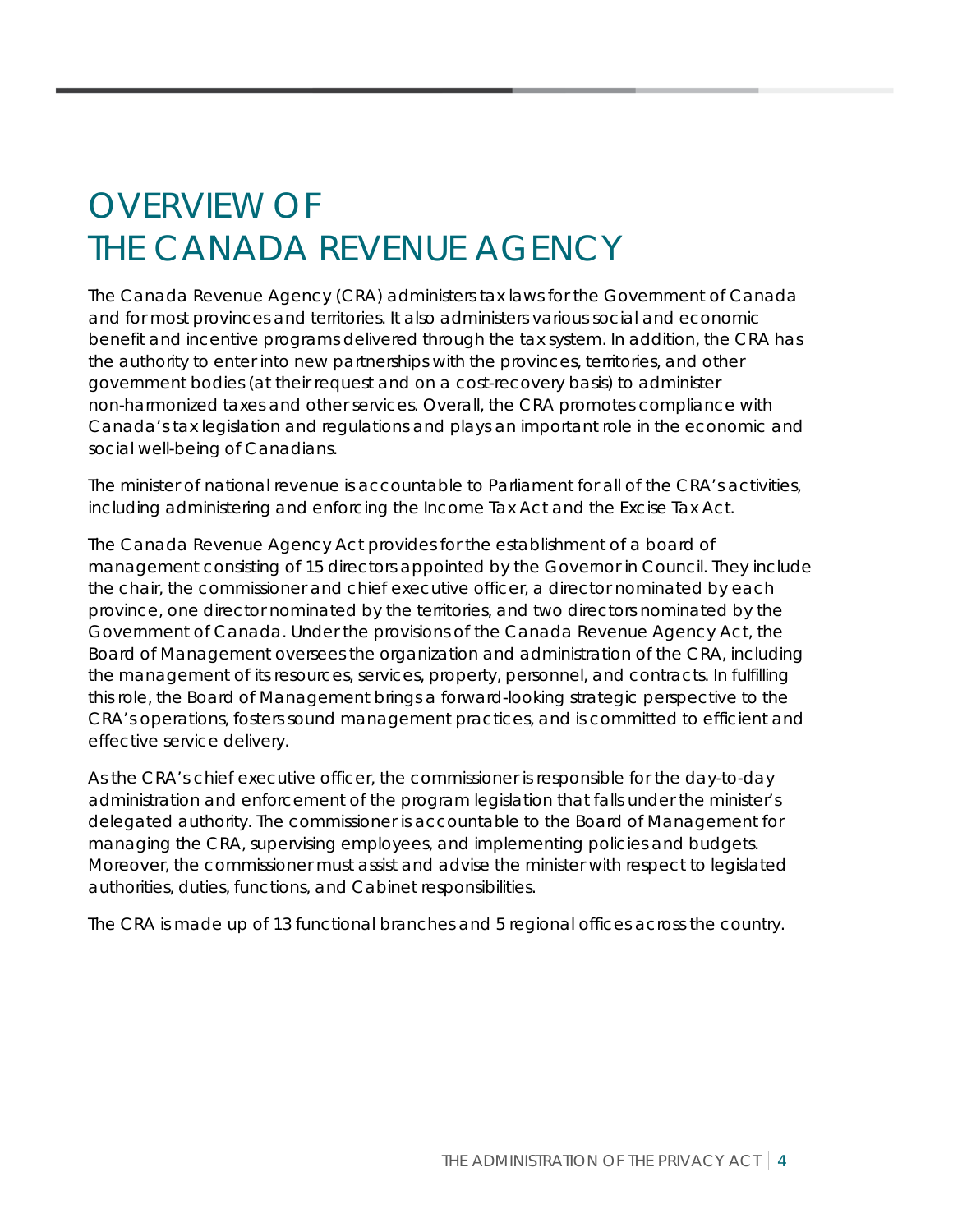# OVERVIEW OF THE CANADA REVENUE AGENCY

The Canada Revenue Agency (CRA) administers tax laws for the Government of Canada and for most provinces and territories. It also administers various social and economic benefit and incentive programs delivered through the tax system. In addition, the CRA has the authority to enter into new partnerships with the provinces, territories, and other government bodies (at their request and on a cost-recovery basis) to administer non-harmonized taxes and other services. Overall, the CRA promotes compliance with Canada's tax legislation and regulations and plays an important role in the economic and social well-being of Canadians.

The minister of national revenue is accountable to Parliament for all of the CRA's activities, including administering and enforcing the Income Tax Act and the Excise Tax Act.

The Canada Revenue Agency Act provides for the establishment of a board of management consisting of 15 directors appointed by the Governor in Council. They include the chair, the commissioner and chief executive officer, a director nominated by each province, one director nominated by the territories, and two directors nominated by the Government of Canada. Under the provisions of the Canada Revenue Agency Act, the Board of Management oversees the organization and administration of the CRA, including the management of its resources, services, property, personnel, and contracts. In fulfilling this role, the Board of Management brings a forward-looking strategic perspective to the CRA's operations, fosters sound management practices, and is committed to efficient and effective service delivery.

As the CRA's chief executive officer, the commissioner is responsible for the day-to-day administration and enforcement of the program legislation that falls under the minister's delegated authority. The commissioner is accountable to the Board of Management for managing the CRA, supervising employees, and implementing policies and budgets. Moreover, the commissioner must assist and advise the minister with respect to legislated authorities, duties, functions, and Cabinet responsibilities.

The CRA is made up of 13 functional branches and 5 regional offices across the country.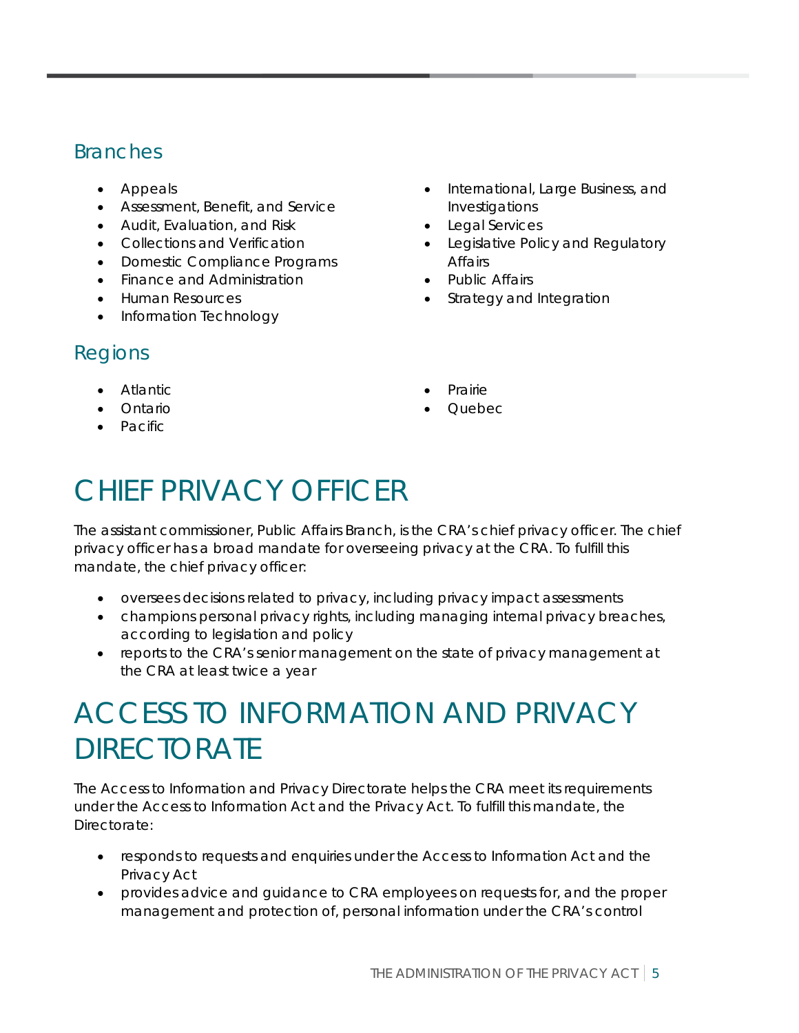## Branches

- Appeals
- Assessment, Benefit, and Service
- Audit, Evaluation, and Risk
- Collections and Verification
- Domestic Compliance Programs
- Finance and Administration
- Human Resources
- Information Technology
- International, Large Business, and Investigations
- Legal Services
- Legislative Policy and Regulatory Affairs
- Public Affairs
- Strategy and Integration

## Regions

- Atlantic
- Ontario
- Pacific
- Prairie
- Quebec

# CHIEF PRIVACY OFFICER

The assistant commissioner, Public Affairs Branch, is the CRA's chief privacy officer. The chief privacy officer has a broad mandate for overseeing privacy at the CRA. To fulfill this mandate, the chief privacy officer:

- oversees decisions related to privacy, including privacy impact assessments
- champions personal privacy rights, including managing internal privacy breaches, according to legislation and policy
- reports to the CRA's senior management on the state of privacy management at the CRA at least twice a year

# ACCESS TO INFORMATION AND PRIVACY DIRECTORATE

The Access to Information and Privacy Directorate helps the CRA meet its requirements under the Access to Information Act and the Privacy Act. To fulfill this mandate, the Directorate:

- responds to requests and enquiries under the Access to Information Act and the Privacy Act
- provides advice and guidance to CRA employees on requests for, and the proper management and protection of, personal information under the CRA's control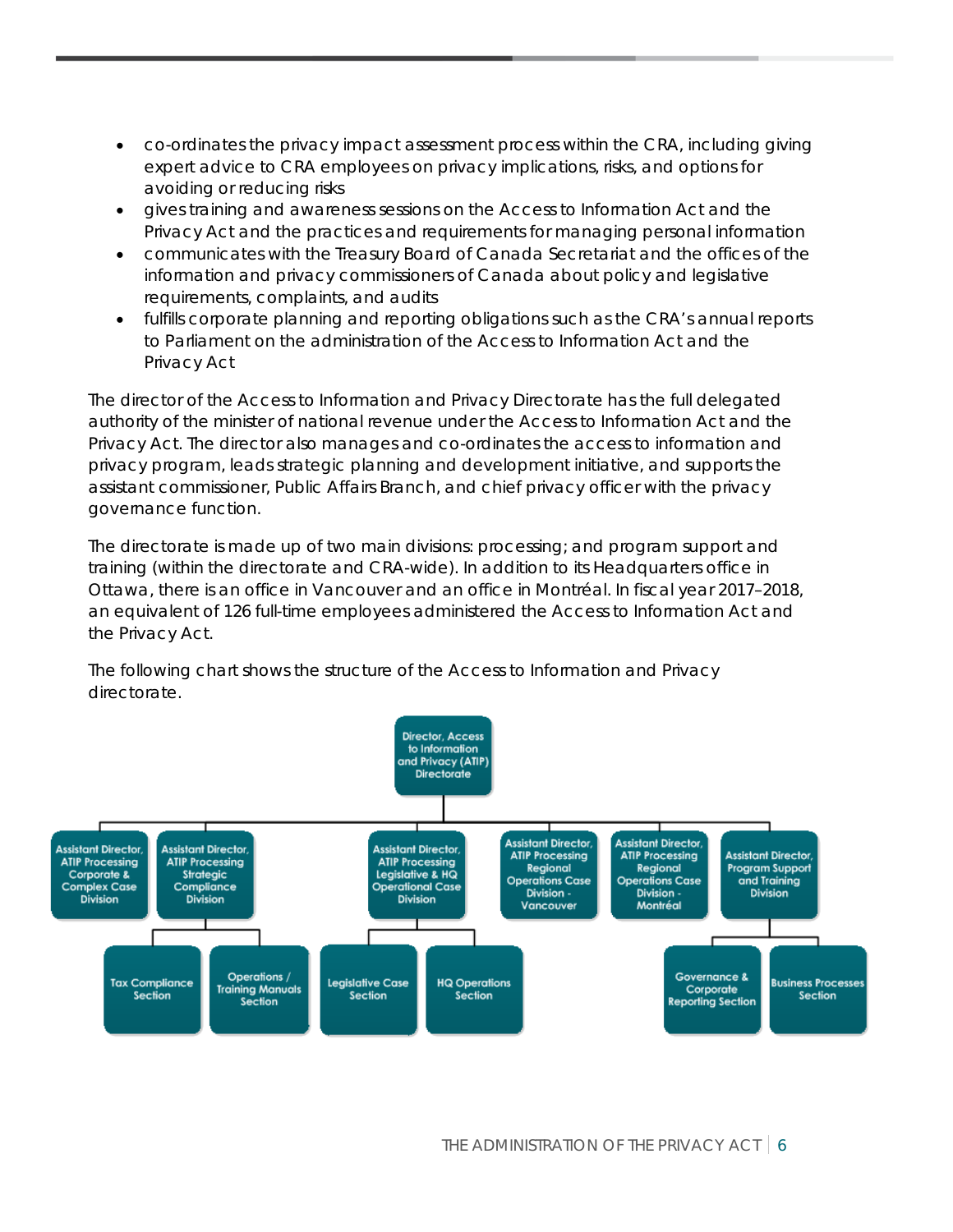- co-ordinates the privacy impact assessment process within the CRA, including giving expert advice to CRA employees on privacy implications, risks, and options for avoiding or reducing risks
- gives training and awareness sessions on the Access to Information Act and the Privacy Act and the practices and requirements for managing personal information
- communicates with the Treasury Board of Canada Secretariat and the offices of the information and privacy commissioners of Canada about policy and legislative requirements, complaints, and audits
- fulfills corporate planning and reporting obligations such as the CRA's annual reports to Parliament on the administration of the Access to Information Act and the Privacy Act

The director of the Access to Information and Privacy Directorate has the full delegated authority of the minister of national revenue under the Access to Information Act and the Privacy Act. The director also manages and co-ordinates the access to information and privacy program, leads strategic planning and development initiative, and supports the assistant commissioner, Public Affairs Branch, and chief privacy officer with the privacy governance function.

The directorate is made up of two main divisions: processing; and program support and training (within the directorate and CRA-wide). In addition to its Headquarters office in Ottawa, there is an office in Vancouver and an office in Montréal. In fiscal year 2017–2018, an equivalent of 126 full-time employees administered the Access to Information Act and the Privacy Act.

The following chart shows the structure of the Access to Information and Privacy directorate.

- Director, Access to Information and Privacy (ATIP) Directorate
  - Assistant Director, ATIP Processing Corporate & Complex Case Division
  - Assistant Director, ATIP Processing Strategic Compliance Division
    - Tax Compliance Section
    - Operations / Training Manuals Section
  - Assistant Director, ATIP Processing Legislative & HQ Operational Case Division
    - Legislative Case Section
    - HQ Operations Section
  - Assistant Director, ATIP Processing Regional Operations Case Division - Vancouver
  - Assistant Director, ATIP Processing Regional Operations Case Division - Montréal
  - Assistant Director, Program Support and Training Division
    - Governance & Corporate Reporting Section
    - Business Processes Section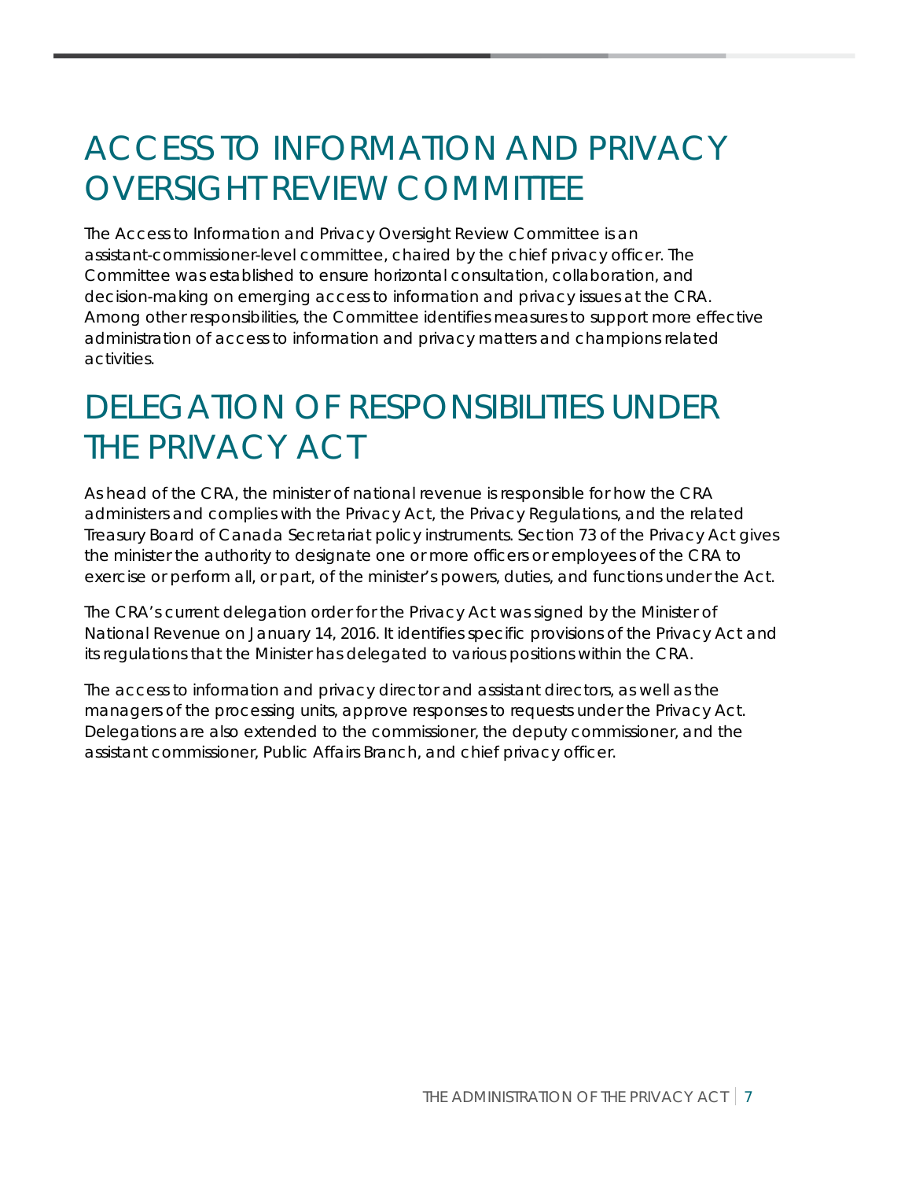# ACCESS TO INFORMATION AND PRIVACY OVERSIGHT REVIEW COMMITTEE

The Access to Information and Privacy Oversight Review Committee is an assistant-commissioner-level committee, chaired by the chief privacy officer. The Committee was established to ensure horizontal consultation, collaboration, and decision-making on emerging access to information and privacy issues at the CRA. Among other responsibilities, the Committee identifies measures to support more effective administration of access to information and privacy matters and champions related activities.

# DELEGATION OF RESPONSIBILITIES UNDER THE PRIVACY ACT

As head of the CRA, the minister of national revenue is responsible for how the CRA administers and complies with the Privacy Act, the Privacy Regulations, and the related Treasury Board of Canada Secretariat policy instruments. Section 73 of the Privacy Act gives the minister the authority to designate one or more officers or employees of the CRA to exercise or perform all, or part, of the minister's powers, duties, and functions under the Act.

The CRA's current delegation order for the Privacy Act was signed by the Minister of National Revenue on January 14, 2016. It identifies specific provisions of the Privacy Act and its regulations that the Minister has delegated to various positions within the CRA.

The access to information and privacy director and assistant directors, as well as the managers of the processing units, approve responses to requests under the Privacy Act. Delegations are also extended to the commissioner, the deputy commissioner, and the assistant commissioner, Public Affairs Branch, and chief privacy officer.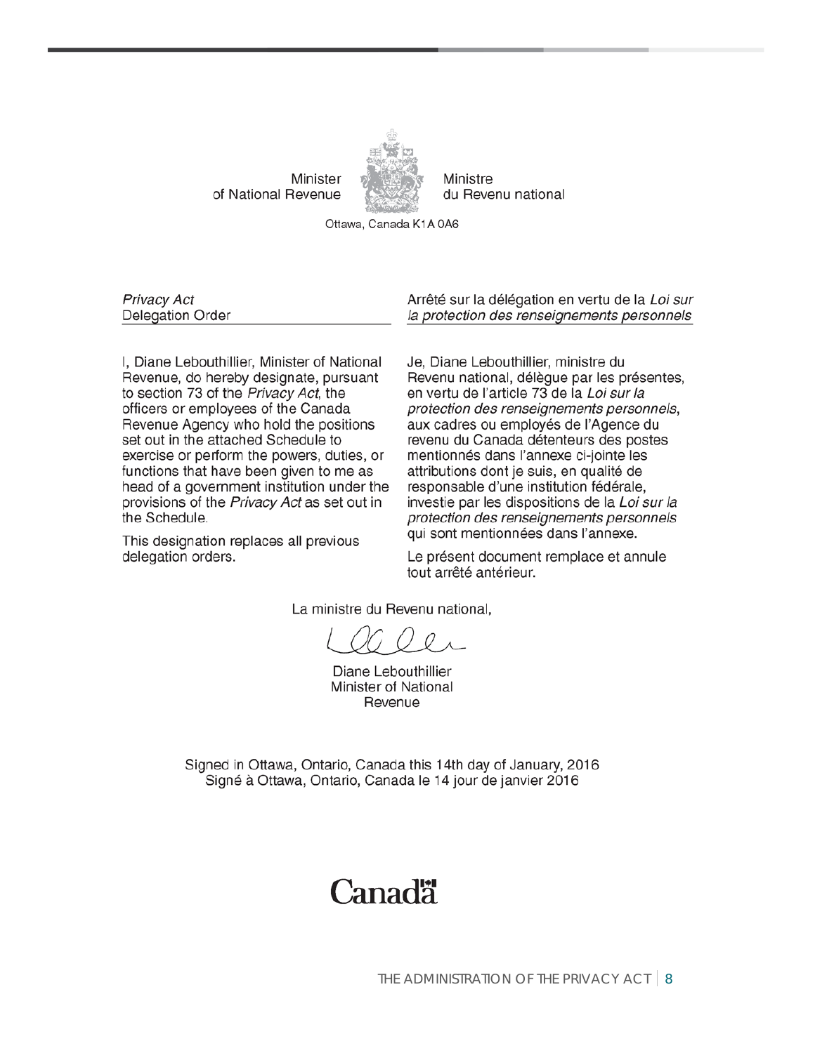Minister of National Revenue

Ministre du Revenu national

Ottawa, Canada K1A 0A6

*Privacy Act* Delegation Order

Arrêté sur la délégation en vertu de la *Loi sur la protection des renseignements personnels*

I, Diane Lebouthillier, Minister of National Revenue, do hereby designate, pursuant to section 73 of the *Privacy Act*, the officers or employees of the Canada Revenue Agency who hold the positions set out in the attached Schedule to exercise or perform the powers, duties, or functions that have been given to me as head of a government institution under the provisions of the *Privacy Act* as set out in the Schedule.

This designation replaces all previous delegation orders.

Je, Diane Lebouthillier, ministre du Revenu national, délègue par les présentes, en vertu de l'article 73 de la *Loi sur la protection des renseignements personnels*, aux cadres ou employés de l'Agence du revenu du Canada détenteurs des postes mentionnés dans l'annexe ci-jointe les attributions dont je suis, en qualité de responsable d'une institution fédérale, investie par les dispositions de la *Loi sur la protection des renseignements personnels* qui sont mentionnées dans l'annexe.

Le présent document remplace et annule tout arrêté antérieur.

La ministre du Revenu national,

Diane Lebouthillier
Minister of National Revenue

Signed in Ottawa, Ontario, Canada this 14th day of January, 2016
Signé à Ottawa, Ontario, Canada le 14 jour de janvier 2016

Canada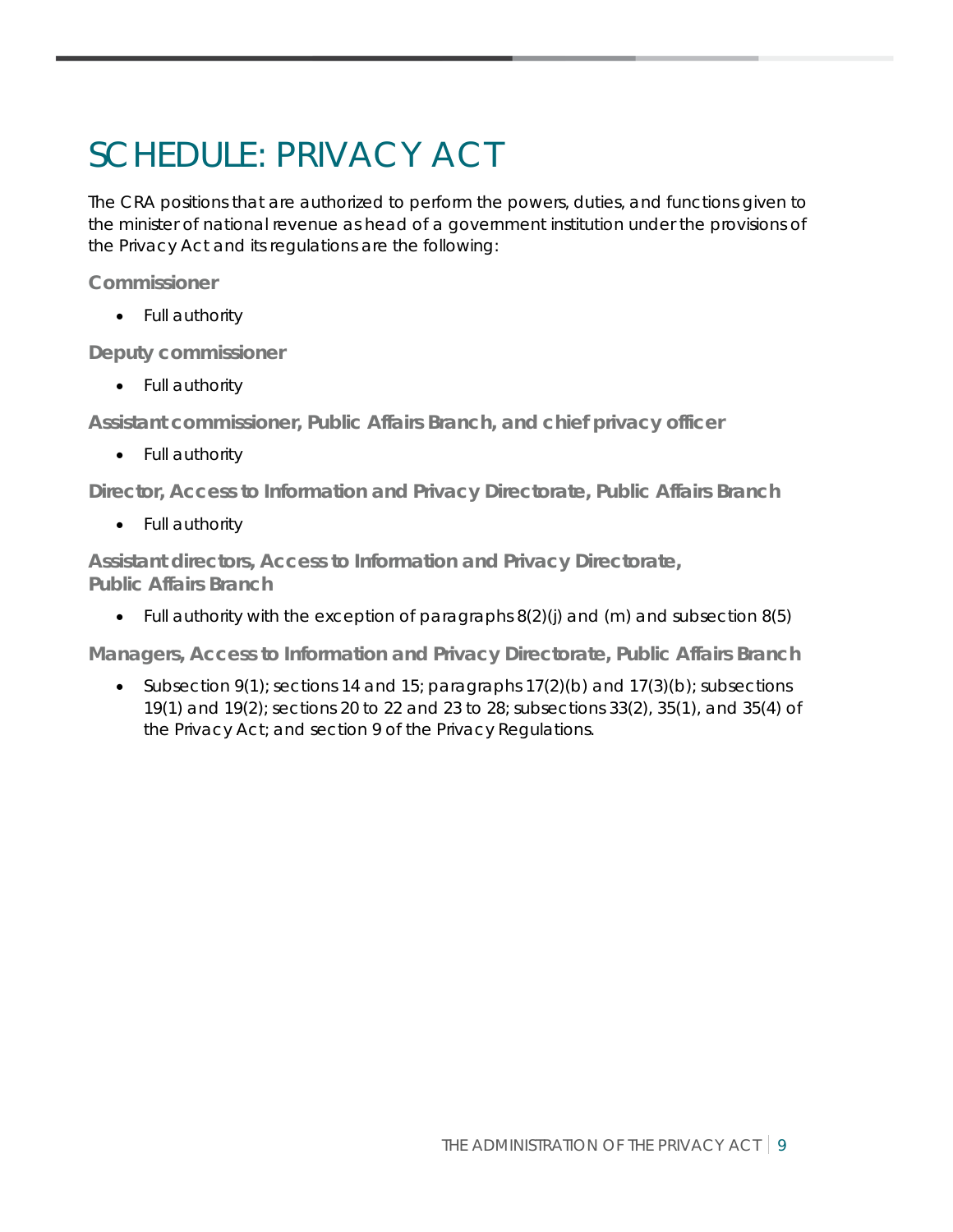# SCHEDULE: PRIVACY ACT

The CRA positions that are authorized to perform the powers, duties, and functions given to the minister of national revenue as head of a government institution under the provisions of the Privacy Act and its regulations are the following:

### Commissioner

- Full authority

### Deputy commissioner

- Full authority

### Assistant commissioner, Public Affairs Branch, and chief privacy officer

- Full authority

### Director, Access to Information and Privacy Directorate, Public Affairs Branch

- Full authority

### Assistant directors, Access to Information and Privacy Directorate, Public Affairs Branch

- Full authority with the exception of paragraphs 8(2)(j) and (m) and subsection 8(5)

### Managers, Access to Information and Privacy Directorate, Public Affairs Branch

- Subsection 9(1); sections 14 and 15; paragraphs 17(2)(b) and 17(3)(b); subsections 19(1) and 19(2); sections 20 to 22 and 23 to 28; subsections 33(2), 35(1), and 35(4) of the Privacy Act; and section 9 of the Privacy Regulations.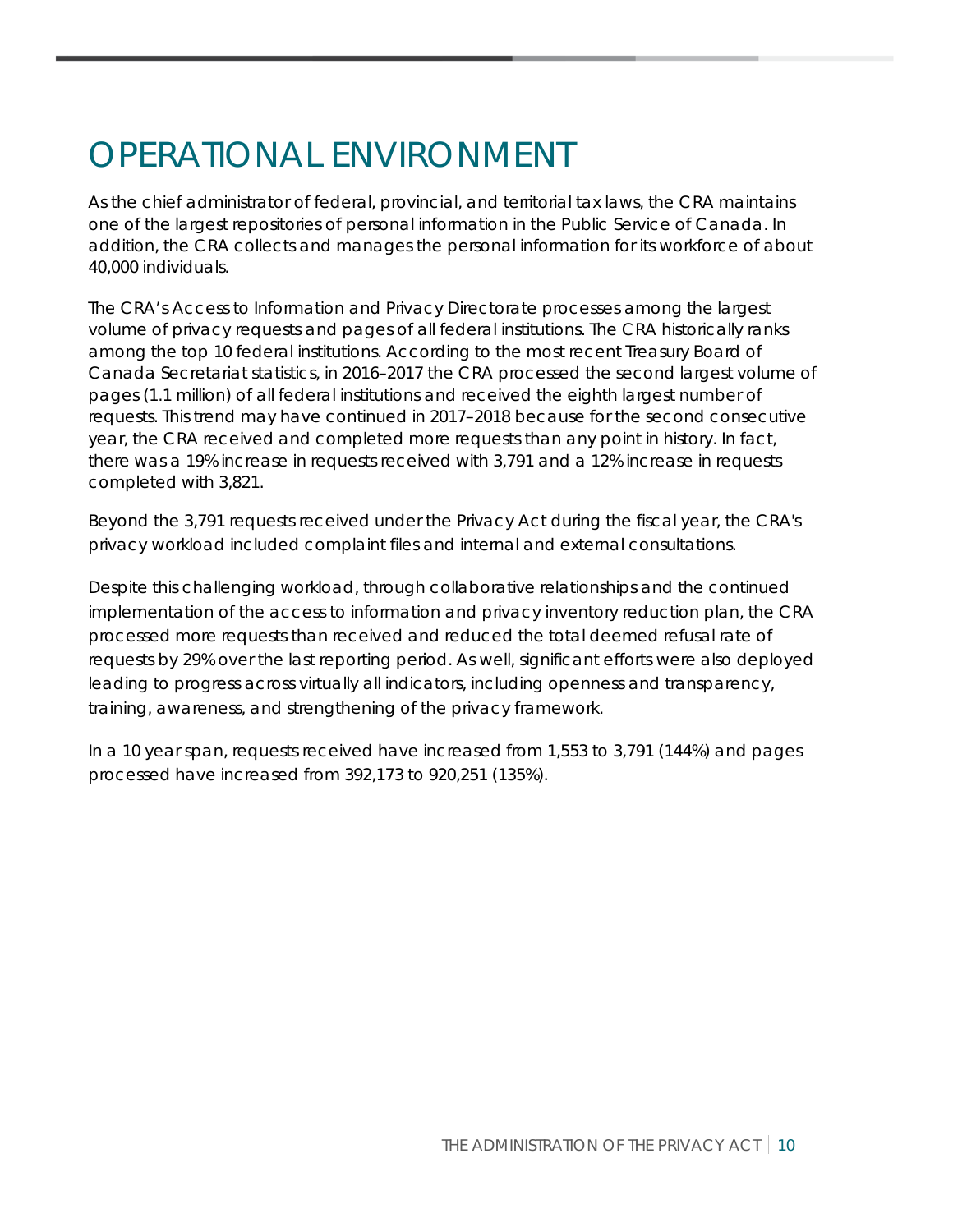# OPERATIONAL ENVIRONMENT

As the chief administrator of federal, provincial, and territorial tax laws, the CRA maintains one of the largest repositories of personal information in the Public Service of Canada. In addition, the CRA collects and manages the personal information for its workforce of about 40,000 individuals.

The CRA's Access to Information and Privacy Directorate processes among the largest volume of privacy requests and pages of all federal institutions. The CRA historically ranks among the top 10 federal institutions. According to the most recent Treasury Board of Canada Secretariat statistics, in 2016–2017 the CRA processed the second largest volume of pages (1.1 million) of all federal institutions and received the eighth largest number of requests. This trend may have continued in 2017–2018 because for the second consecutive year, the CRA received and completed more requests than any point in history. In fact, there was a 19% increase in requests received with 3,791 and a 12% increase in requests completed with 3,821.

Beyond the 3,791 requests received under the Privacy Act during the fiscal year, the CRA's privacy workload included complaint files and internal and external consultations.

Despite this challenging workload, through collaborative relationships and the continued implementation of the access to information and privacy inventory reduction plan, the CRA processed more requests than received and reduced the total deemed refusal rate of requests by 29% over the last reporting period. As well, significant efforts were also deployed leading to progress across virtually all indicators, including openness and transparency, training, awareness, and strengthening of the privacy framework.

In a 10 year span, requests received have increased from 1,553 to 3,791 (144%) and pages processed have increased from 392,173 to 920,251 (135%).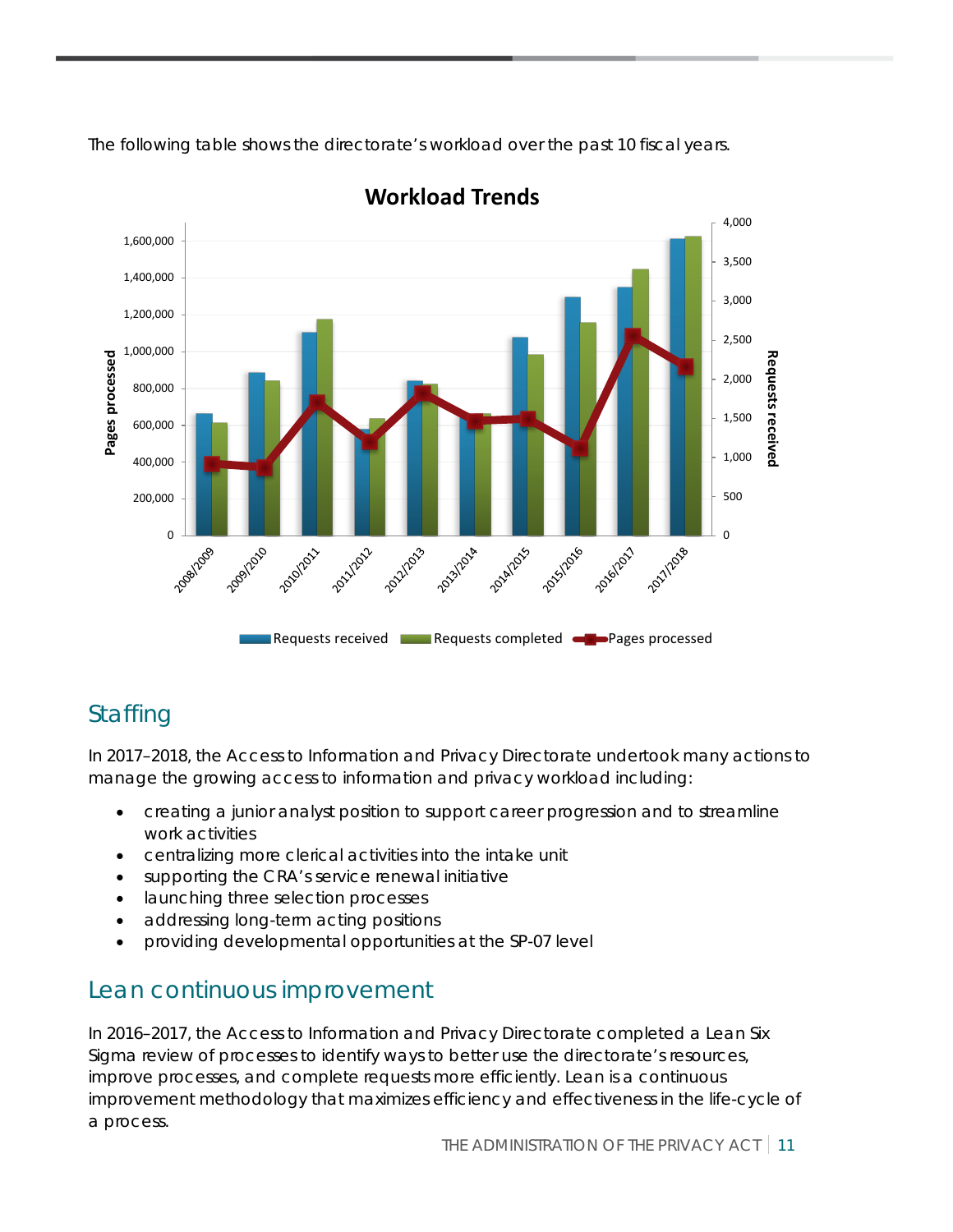The following table shows the directorate's workload over the past 10 fiscal years.

## Staffing

In 2017–2018, the Access to Information and Privacy Directorate undertook many actions to manage the growing access to information and privacy workload including:

- creating a junior analyst position to support career progression and to streamline work activities
- centralizing more clerical activities into the intake unit
- supporting the CRA's service renewal initiative
- launching three selection processes
- addressing long-term acting positions
- providing developmental opportunities at the SP-07 level

## Lean continuous improvement

In 2016–2017, the Access to Information and Privacy Directorate completed a Lean Six Sigma review of processes to identify ways to better use the directorate's resources, improve processes, and complete requests more efficiently. Lean is a continuous improvement methodology that maximizes efficiency and effectiveness in the life-cycle of a process.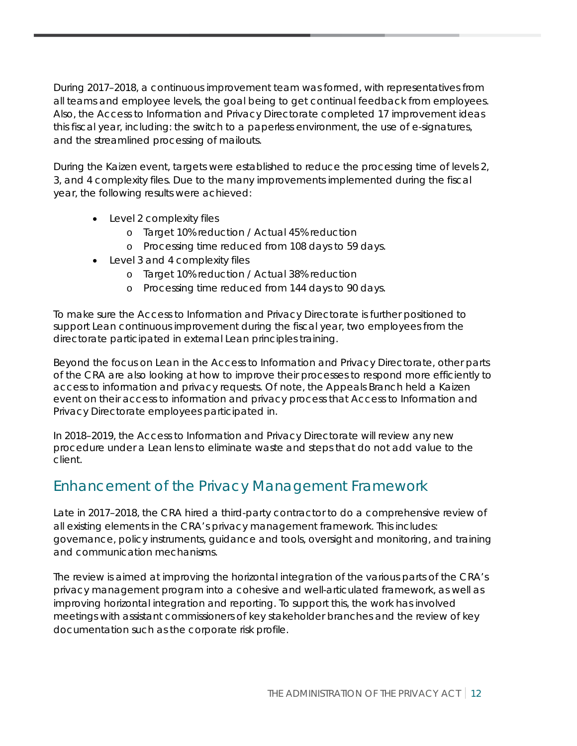During 2017–2018, a continuous improvement team was formed, with representatives from all teams and employee levels, the goal being to get continual feedback from employees. Also, the Access to Information and Privacy Directorate completed 17 improvement ideas this fiscal year, including: the switch to a paperless environment, the use of e-signatures, and the streamlined processing of mailouts.

During the Kaizen event, targets were established to reduce the processing time of levels 2, 3, and 4 complexity files. Due to the many improvements implemented during the fiscal year, the following results were achieved:

- Level 2 complexity files
  - Target 10% reduction / Actual 45% reduction
  - Processing time reduced from 108 days to 59 days.
- Level 3 and 4 complexity files
  - Target 10% reduction / Actual 38% reduction
  - Processing time reduced from 144 days to 90 days.

To make sure the Access to Information and Privacy Directorate is further positioned to support Lean continuous improvement during the fiscal year, two employees from the directorate participated in external Lean principles training.

Beyond the focus on Lean in the Access to Information and Privacy Directorate, other parts of the CRA are also looking at how to improve their processes to respond more efficiently to access to information and privacy requests. Of note, the Appeals Branch held a Kaizen event on their access to information and privacy process that Access to Information and Privacy Directorate employees participated in.

In 2018–2019, the Access to Information and Privacy Directorate will review any new procedure under a Lean lens to eliminate waste and steps that do not add value to the client.

## Enhancement of the Privacy Management Framework

Late in 2017–2018, the CRA hired a third-party contractor to do a comprehensive review of all existing elements in the CRA's privacy management framework. This includes: governance, policy instruments, guidance and tools, oversight and monitoring, and training and communication mechanisms.

The review is aimed at improving the horizontal integration of the various parts of the CRA's privacy management program into a cohesive and well-articulated framework, as well as improving horizontal integration and reporting. To support this, the work has involved meetings with assistant commissioners of key stakeholder branches and the review of key documentation such as the corporate risk profile.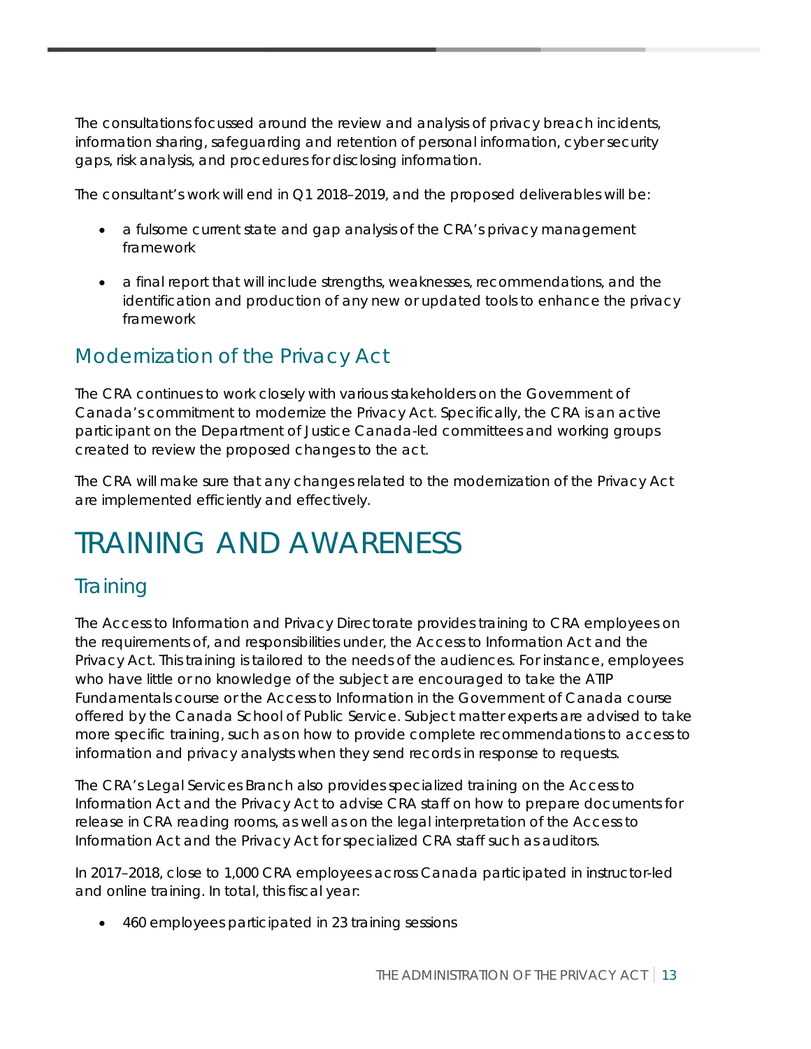The consultations focussed around the review and analysis of privacy breach incidents, information sharing, safeguarding and retention of personal information, cyber security gaps, risk analysis, and procedures for disclosing information.

The consultant's work will end in Q1 2018–2019, and the proposed deliverables will be:

- a fulsome current state and gap analysis of the CRA's privacy management framework
- a final report that will include strengths, weaknesses, recommendations, and the identification and production of any new or updated tools to enhance the privacy framework

## Modernization of the Privacy Act

The CRA continues to work closely with various stakeholders on the Government of Canada's commitment to modernize the Privacy Act. Specifically, the CRA is an active participant on the Department of Justice Canada-led committees and working groups created to review the proposed changes to the act.

The CRA will make sure that any changes related to the modernization of the Privacy Act are implemented efficiently and effectively.

# TRAINING AND AWARENESS

## Training

The Access to Information and Privacy Directorate provides training to CRA employees on the requirements of, and responsibilities under, the Access to Information Act and the Privacy Act. This training is tailored to the needs of the audiences. For instance, employees who have little or no knowledge of the subject are encouraged to take the ATIP Fundamentals course or the Access to Information in the Government of Canada course offered by the Canada School of Public Service. Subject matter experts are advised to take more specific training, such as on how to provide complete recommendations to access to information and privacy analysts when they send records in response to requests.

The CRA's Legal Services Branch also provides specialized training on the Access to Information Act and the Privacy Act to advise CRA staff on how to prepare documents for release in CRA reading rooms, as well as on the legal interpretation of the Access to Information Act and the Privacy Act for specialized CRA staff such as auditors.

In 2017–2018, close to 1,000 CRA employees across Canada participated in instructor-led and online training. In total, this fiscal year:

- 460 employees participated in 23 training sessions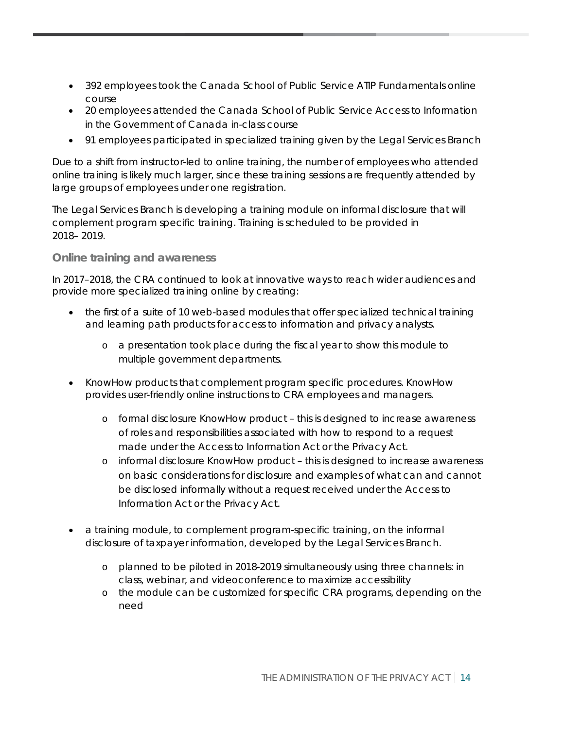- 392 employees took the Canada School of Public Service ATIP Fundamentals online course
- 20 employees attended the Canada School of Public Service Access to Information in the Government of Canada in-class course
- 91 employees participated in specialized training given by the Legal Services Branch

Due to a shift from instructor-led to online training, the number of employees who attended online training is likely much larger, since these training sessions are frequently attended by large groups of employees under one registration.

The Legal Services Branch is developing a training module on informal disclosure that will complement program specific training. Training is scheduled to be provided in 2018– 2019.

### Online training and awareness

In 2017–2018, the CRA continued to look at innovative ways to reach wider audiences and provide more specialized training online by creating:

- the first of a suite of 10 web-based modules that offer specialized technical training and learning path products for access to information and privacy analysts.
  - a presentation took place during the fiscal year to show this module to multiple government departments.
- KnowHow products that complement program specific procedures. KnowHow provides user-friendly online instructions to CRA employees and managers.
  - formal disclosure KnowHow product – this is designed to increase awareness of roles and responsibilities associated with how to respond to a request made under the Access to Information Act or the Privacy Act.
  - informal disclosure KnowHow product – this is designed to increase awareness on basic considerations for disclosure and examples of what can and cannot be disclosed informally without a request received under the Access to Information Act or the Privacy Act.
- a training module, to complement program-specific training, on the informal disclosure of taxpayer information, developed by the Legal Services Branch.
  - planned to be piloted in 2018-2019 simultaneously using three channels: in class, webinar, and videoconference to maximize accessibility
  - the module can be customized for specific CRA programs, depending on the need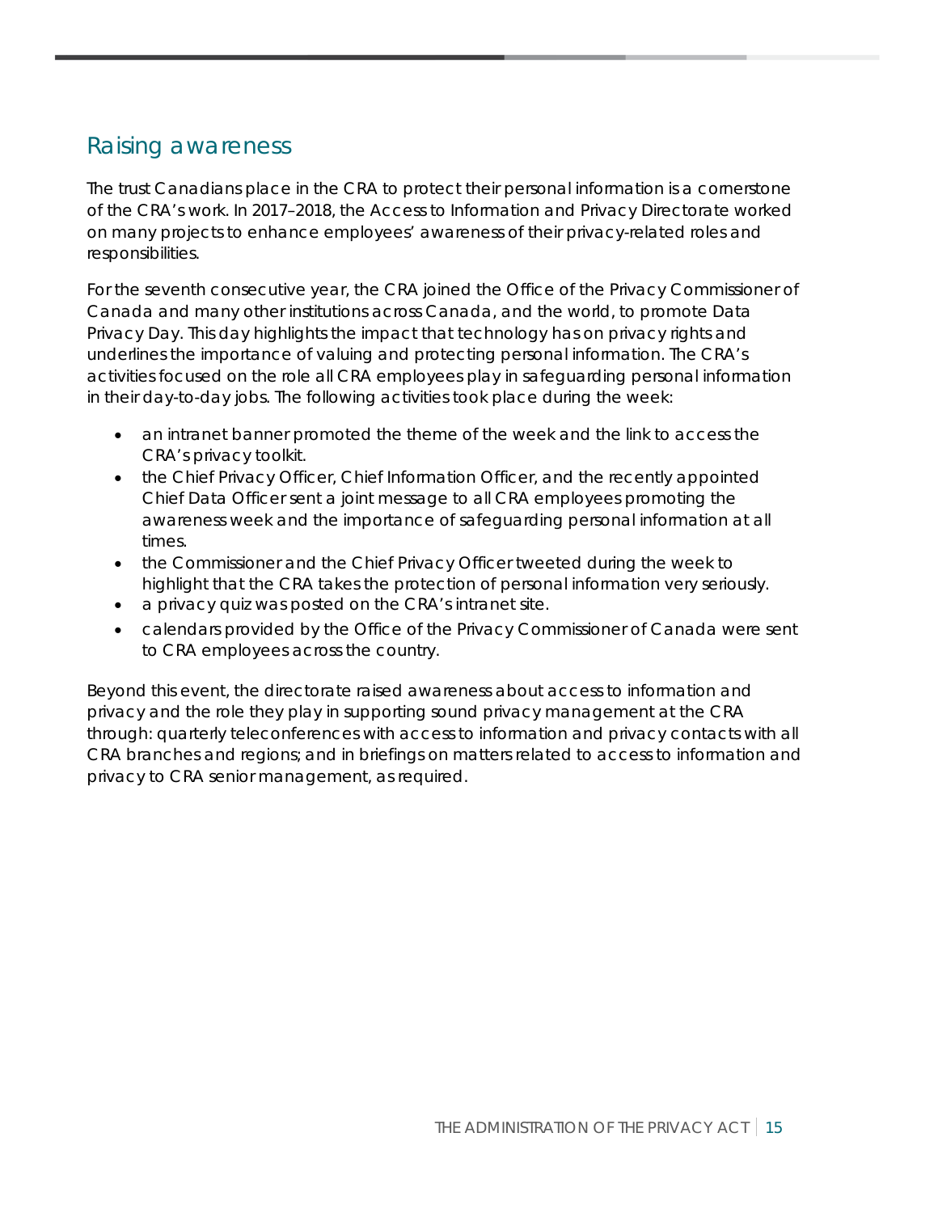## Raising awareness

The trust Canadians place in the CRA to protect their personal information is a cornerstone of the CRA's work. In 2017–2018, the Access to Information and Privacy Directorate worked on many projects to enhance employees' awareness of their privacy-related roles and responsibilities.

For the seventh consecutive year, the CRA joined the Office of the Privacy Commissioner of Canada and many other institutions across Canada, and the world, to promote Data Privacy Day. This day highlights the impact that technology has on privacy rights and underlines the importance of valuing and protecting personal information. The CRA's activities focused on the role all CRA employees play in safeguarding personal information in their day-to-day jobs. The following activities took place during the week:

- an intranet banner promoted the theme of the week and the link to access the CRA's privacy toolkit.
- the Chief Privacy Officer, Chief Information Officer, and the recently appointed Chief Data Officer sent a joint message to all CRA employees promoting the awareness week and the importance of safeguarding personal information at all times.
- the Commissioner and the Chief Privacy Officer tweeted during the week to highlight that the CRA takes the protection of personal information very seriously.
- a privacy quiz was posted on the CRA's intranet site.
- calendars provided by the Office of the Privacy Commissioner of Canada were sent to CRA employees across the country.

Beyond this event, the directorate raised awareness about access to information and privacy and the role they play in supporting sound privacy management at the CRA through: quarterly teleconferences with access to information and privacy contacts with all CRA branches and regions; and in briefings on matters related to access to information and privacy to CRA senior management, as required.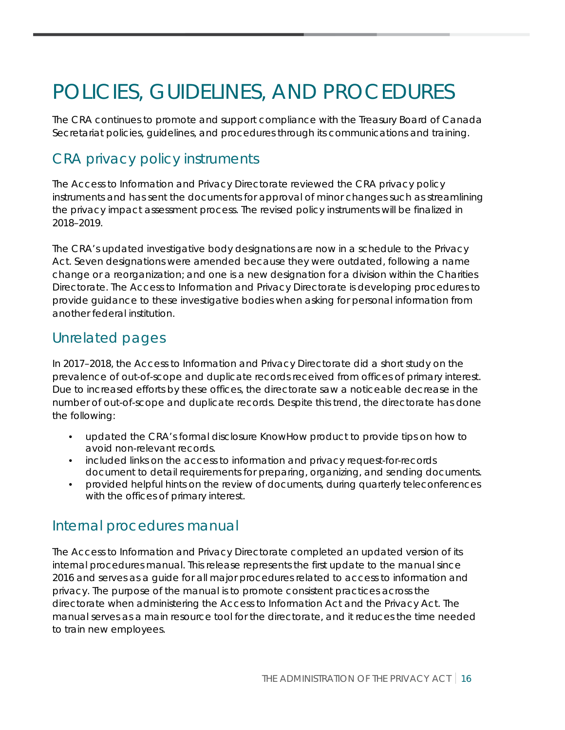# POLICIES, GUIDELINES, AND PROCEDURES

The CRA continues to promote and support compliance with the Treasury Board of Canada Secretariat policies, guidelines, and procedures through its communications and training.

## CRA privacy policy instruments

The Access to Information and Privacy Directorate reviewed the CRA privacy policy instruments and has sent the documents for approval of minor changes such as streamlining the privacy impact assessment process. The revised policy instruments will be finalized in 2018–2019.

The CRA's updated investigative body designations are now in a schedule to the Privacy Act. Seven designations were amended because they were outdated, following a name change or a reorganization; and one is a new designation for a division within the Charities Directorate. The Access to Information and Privacy Directorate is developing procedures to provide guidance to these investigative bodies when asking for personal information from another federal institution.

## Unrelated pages

In 2017–2018, the Access to Information and Privacy Directorate did a short study on the prevalence of out-of-scope and duplicate records received from offices of primary interest. Due to increased efforts by these offices, the directorate saw a noticeable decrease in the number of out-of-scope and duplicate records. Despite this trend, the directorate has done the following:

- updated the CRA's formal disclosure KnowHow product to provide tips on how to avoid non-relevant records.
- included links on the access to information and privacy request-for-records document to detail requirements for preparing, organizing, and sending documents.
- provided helpful hints on the review of documents, during quarterly teleconferences with the offices of primary interest.

## Internal procedures manual

The Access to Information and Privacy Directorate completed an updated version of its internal procedures manual. This release represents the first update to the manual since 2016 and serves as a guide for all major procedures related to access to information and privacy. The purpose of the manual is to promote consistent practices across the directorate when administering the Access to Information Act and the Privacy Act. The manual serves as a main resource tool for the directorate, and it reduces the time needed to train new employees.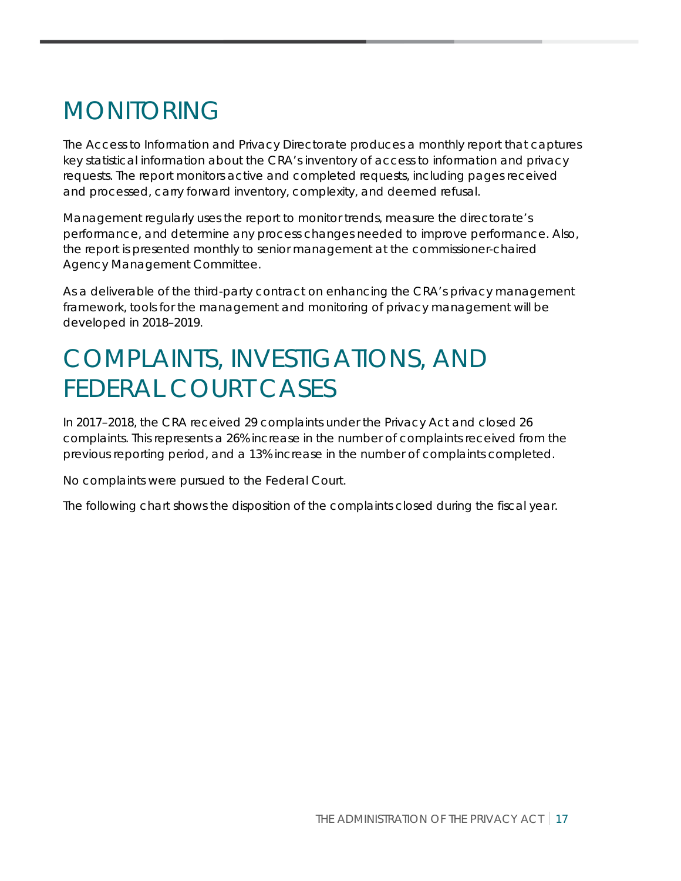# MONITORING

The Access to Information and Privacy Directorate produces a monthly report that captures key statistical information about the CRA's inventory of access to information and privacy requests. The report monitors active and completed requests, including pages received and processed, carry forward inventory, complexity, and deemed refusal.

Management regularly uses the report to monitor trends, measure the directorate's performance, and determine any process changes needed to improve performance. Also, the report is presented monthly to senior management at the commissioner-chaired Agency Management Committee.

As a deliverable of the third-party contract on enhancing the CRA's privacy management framework, tools for the management and monitoring of privacy management will be developed in 2018–2019.

# COMPLAINTS, INVESTIGATIONS, AND FEDERAL COURT CASES

In 2017–2018, the CRA received 29 complaints under the Privacy Act and closed 26 complaints. This represents a 26% increase in the number of complaints received from the previous reporting period, and a 13% increase in the number of complaints completed.

No complaints were pursued to the Federal Court.

The following chart shows the disposition of the complaints closed during the fiscal year.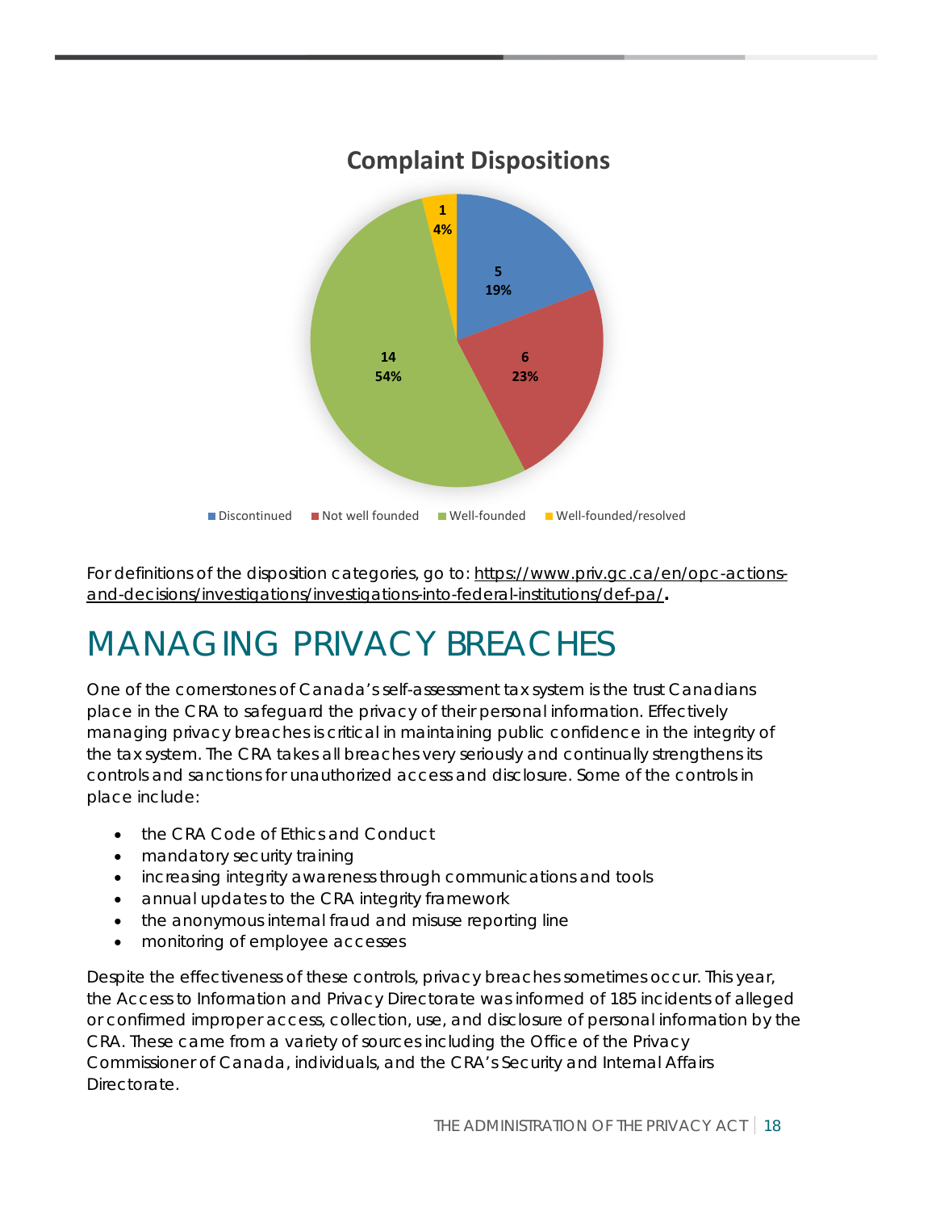**Complaint Dispositions**

| Disposition | Number | Percentage |
| --- | --- | --- |
| Discontinued | 5 | 19% |
| Not well founded | 6 | 23% |
| Well-founded | 14 | 54% |
| Well-founded/resolved | 1 | 4% |

For definitions of the disposition categories, go to: [https://www.priv.gc.ca/en/opc-actions-and-decisions/investigations/investigations-into-federal-institutions/def-pa/](https://www.priv.gc.ca/en/opc-actions-and-decisions/investigations/investigations-into-federal-institutions/def-pa/).

# MANAGING PRIVACY BREACHES

One of the cornerstones of Canada's self-assessment tax system is the trust Canadians place in the CRA to safeguard the privacy of their personal information. Effectively managing privacy breaches is critical in maintaining public confidence in the integrity of the tax system. The CRA takes all breaches very seriously and continually strengthens its controls and sanctions for unauthorized access and disclosure. Some of the controls in place include:

- the CRA Code of Ethics and Conduct
- mandatory security training
- increasing integrity awareness through communications and tools
- annual updates to the CRA integrity framework
- the anonymous internal fraud and misuse reporting line
- monitoring of employee accesses

Despite the effectiveness of these controls, privacy breaches sometimes occur. This year, the Access to Information and Privacy Directorate was informed of 185 incidents of alleged or confirmed improper access, collection, use, and disclosure of personal information by the CRA. These came from a variety of sources including the Office of the Privacy Commissioner of Canada, individuals, and the CRA's Security and Internal Affairs Directorate.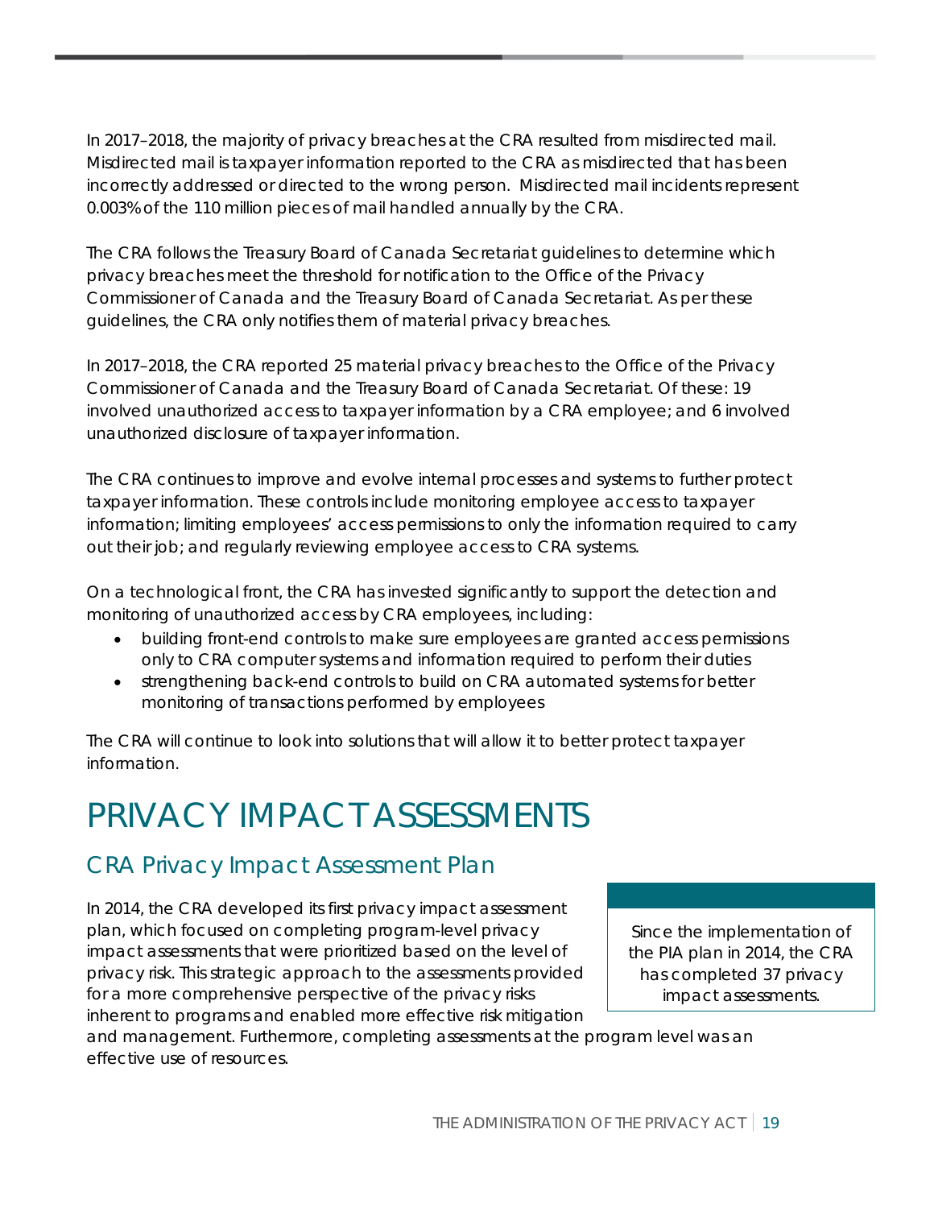In 2017–2018, the majority of privacy breaches at the CRA resulted from misdirected mail. Misdirected mail is taxpayer information reported to the CRA as misdirected that has been incorrectly addressed or directed to the wrong person. Misdirected mail incidents represent 0.003% of the 110 million pieces of mail handled annually by the CRA.

The CRA follows the Treasury Board of Canada Secretariat guidelines to determine which privacy breaches meet the threshold for notification to the Office of the Privacy Commissioner of Canada and the Treasury Board of Canada Secretariat. As per these guidelines, the CRA only notifies them of material privacy breaches.

In 2017–2018, the CRA reported 25 material privacy breaches to the Office of the Privacy Commissioner of Canada and the Treasury Board of Canada Secretariat. Of these: 19 involved unauthorized access to taxpayer information by a CRA employee; and 6 involved unauthorized disclosure of taxpayer information.

The CRA continues to improve and evolve internal processes and systems to further protect taxpayer information. These controls include monitoring employee access to taxpayer information; limiting employees' access permissions to only the information required to carry out their job; and regularly reviewing employee access to CRA systems.

On a technological front, the CRA has invested significantly to support the detection and monitoring of unauthorized access by CRA employees, including:

- building front-end controls to make sure employees are granted access permissions only to CRA computer systems and information required to perform their duties
- strengthening back-end controls to build on CRA automated systems for better monitoring of transactions performed by employees

The CRA will continue to look into solutions that will allow it to better protect taxpayer information.

# PRIVACY IMPACT ASSESSMENTS

## CRA Privacy Impact Assessment Plan

In 2014, the CRA developed its first privacy impact assessment plan, which focused on completing program-level privacy impact assessments that were prioritized based on the level of privacy risk. This strategic approach to the assessments provided for a more comprehensive perspective of the privacy risks inherent to programs and enabled more effective risk mitigation and management. Furthermore, completing assessments at the program level was an effective use of resources.

> Since the implementation of the PIA plan in 2014, the CRA has completed 37 privacy impact assessments.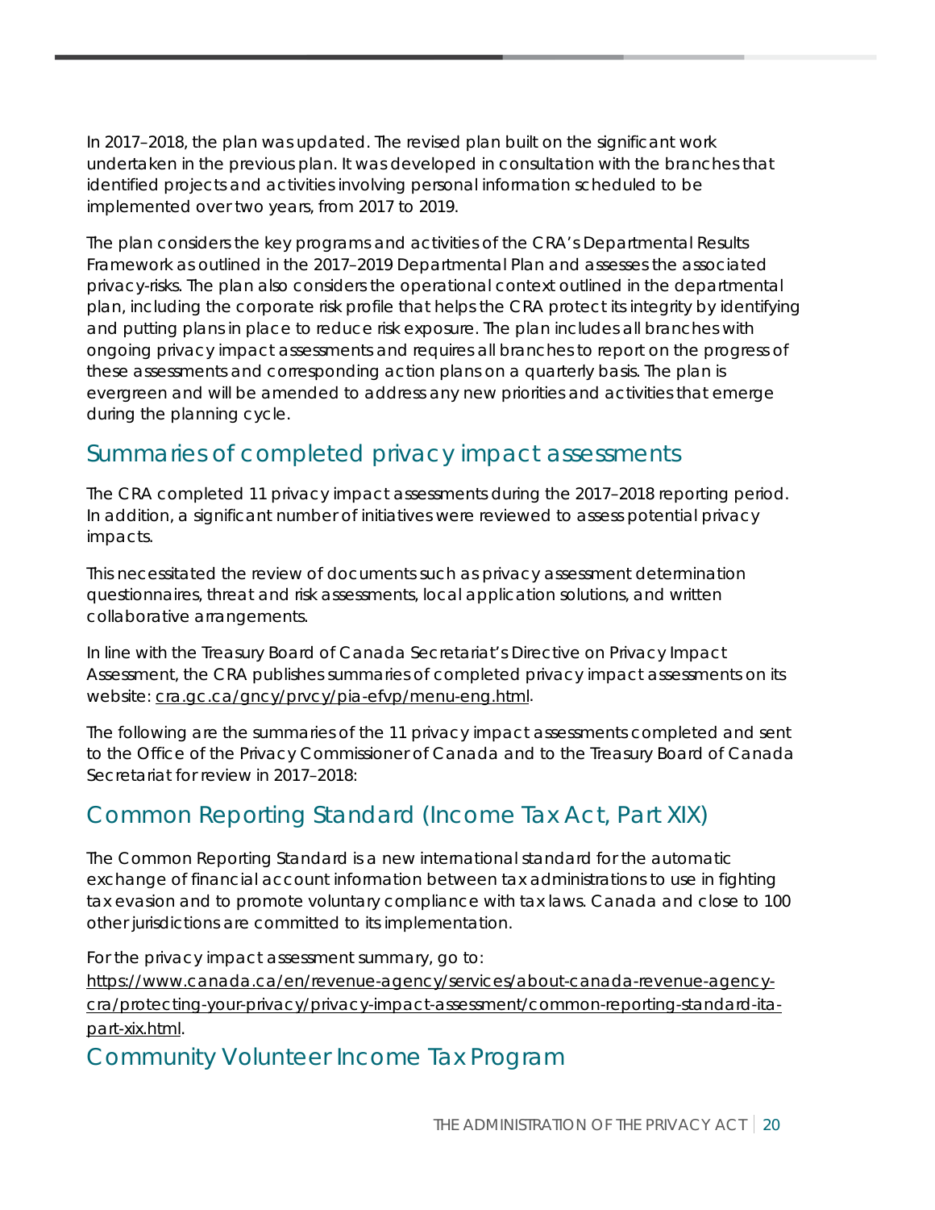In 2017–2018, the plan was updated. The revised plan built on the significant work undertaken in the previous plan. It was developed in consultation with the branches that identified projects and activities involving personal information scheduled to be implemented over two years, from 2017 to 2019.

The plan considers the key programs and activities of the CRA's Departmental Results Framework as outlined in the 2017–2019 Departmental Plan and assesses the associated privacy-risks. The plan also considers the operational context outlined in the departmental plan, including the corporate risk profile that helps the CRA protect its integrity by identifying and putting plans in place to reduce risk exposure. The plan includes all branches with ongoing privacy impact assessments and requires all branches to report on the progress of these assessments and corresponding action plans on a quarterly basis. The plan is evergreen and will be amended to address any new priorities and activities that emerge during the planning cycle.

## Summaries of completed privacy impact assessments

The CRA completed 11 privacy impact assessments during the 2017–2018 reporting period. In addition, a significant number of initiatives were reviewed to assess potential privacy impacts.

This necessitated the review of documents such as privacy assessment determination questionnaires, threat and risk assessments, local application solutions, and written collaborative arrangements.

In line with the Treasury Board of Canada Secretariat's Directive on Privacy Impact Assessment, the CRA publishes summaries of completed privacy impact assessments on its website: cra.gc.ca/gncy/prvcy/pia-efvp/menu-eng.html.

The following are the summaries of the 11 privacy impact assessments completed and sent to the Office of the Privacy Commissioner of Canada and to the Treasury Board of Canada Secretariat for review in 2017–2018:

## Common Reporting Standard (Income Tax Act, Part XIX)

The Common Reporting Standard is a new international standard for the automatic exchange of financial account information between tax administrations to use in fighting tax evasion and to promote voluntary compliance with tax laws. Canada and close to 100 other jurisdictions are committed to its implementation.

For the privacy impact assessment summary, go to: https://www.canada.ca/en/revenue-agency/services/about-canada-revenue-agency-cra/protecting-your-privacy/privacy-impact-assessment/common-reporting-standard-ita-part-xix.html.

## Community Volunteer Income Tax Program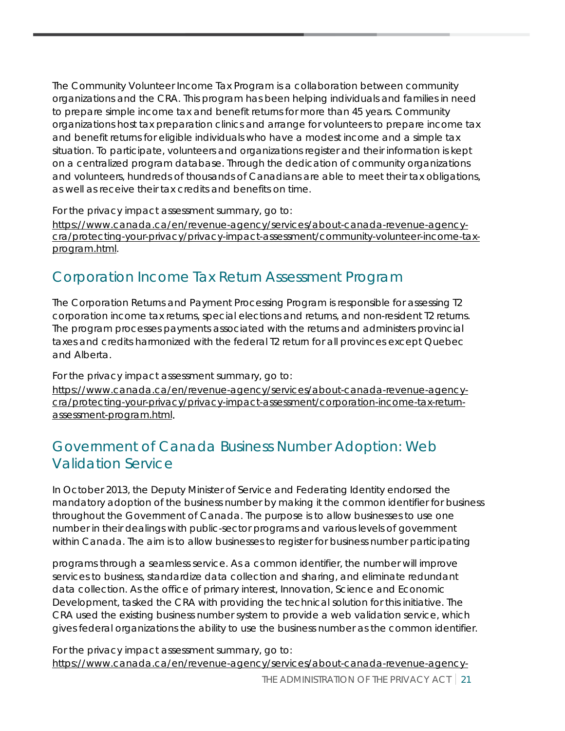The Community Volunteer Income Tax Program is a collaboration between community organizations and the CRA. This program has been helping individuals and families in need to prepare simple income tax and benefit returns for more than 45 years. Community organizations host tax preparation clinics and arrange for volunteers to prepare income tax and benefit returns for eligible individuals who have a modest income and a simple tax situation. To participate, volunteers and organizations register and their information is kept on a centralized program database. Through the dedication of community organizations and volunteers, hundreds of thousands of Canadians are able to meet their tax obligations, as well as receive their tax credits and benefits on time.

For the privacy impact assessment summary, go to: https://www.canada.ca/en/revenue-agency/services/about-canada-revenue-agency-cra/protecting-your-privacy/privacy-impact-assessment/community-volunteer-income-tax-program.html.

## Corporation Income Tax Return Assessment Program

The Corporation Returns and Payment Processing Program is responsible for assessing T2 corporation income tax returns, special elections and returns, and non-resident T2 returns. The program processes payments associated with the returns and administers provincial taxes and credits harmonized with the federal T2 return for all provinces except Quebec and Alberta.

For the privacy impact assessment summary, go to: https://www.canada.ca/en/revenue-agency/services/about-canada-revenue-agency-cra/protecting-your-privacy/privacy-impact-assessment/corporation-income-tax-return-assessment-program.html.

## Government of Canada Business Number Adoption: Web Validation Service

In October 2013, the Deputy Minister of Service and Federating Identity endorsed the mandatory adoption of the business number by making it the common identifier for business throughout the Government of Canada. The purpose is to allow businesses to use one number in their dealings with public-sector programs and various levels of government within Canada. The aim is to allow businesses to register for business number participating programs through a seamless service. As a common identifier, the number will improve services to business, standardize data collection and sharing, and eliminate redundant data collection. As the office of primary interest, Innovation, Science and Economic Development, tasked the CRA with providing the technical solution for this initiative. The CRA used the existing business number system to provide a web validation service, which gives federal organizations the ability to use the business number as the common identifier.

For the privacy impact assessment summary, go to: https://www.canada.ca/en/revenue-agency/services/about-canada-revenue-agency-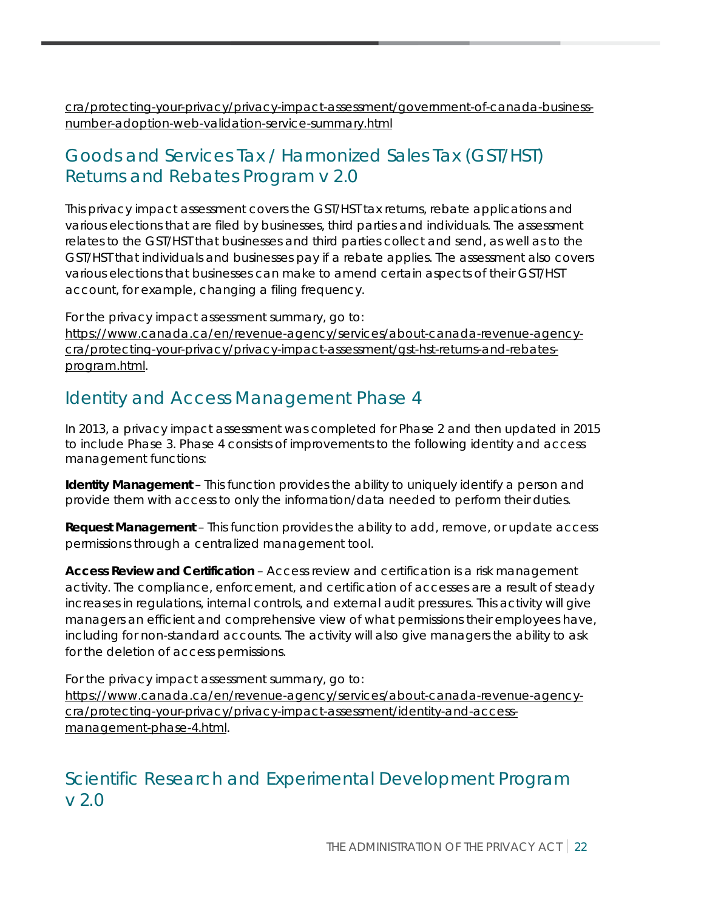[cra/protecting-your-privacy/privacy-impact-assessment/government-of-canada-business-number-adoption-web-validation-service-summary.html](cra/protecting-your-privacy/privacy-impact-assessment/government-of-canada-business-number-adoption-web-validation-service-summary.html)

## Goods and Services Tax / Harmonized Sales Tax (GST/HST) Returns and Rebates Program v 2.0

This privacy impact assessment covers the GST/HST tax returns, rebate applications and various elections that are filed by businesses, third parties and individuals. The assessment relates to the GST/HST that businesses and third parties collect and send, as well as to the GST/HST that individuals and businesses pay if a rebate applies. The assessment also covers various elections that businesses can make to amend certain aspects of their GST/HST account, for example, changing a filing frequency.

For the privacy impact assessment summary, go to: [https://www.canada.ca/en/revenue-agency/services/about-canada-revenue-agency-cra/protecting-your-privacy/privacy-impact-assessment/gst-hst-returns-and-rebates-program.html](https://www.canada.ca/en/revenue-agency/services/about-canada-revenue-agency-cra/protecting-your-privacy/privacy-impact-assessment/gst-hst-returns-and-rebates-program.html).

## Identity and Access Management Phase 4

In 2013, a privacy impact assessment was completed for Phase 2 and then updated in 2015 to include Phase 3. Phase 4 consists of improvements to the following identity and access management functions:

**Identity Management** – This function provides the ability to uniquely identify a person and provide them with access to only the information/data needed to perform their duties.

**Request Management** – This function provides the ability to add, remove, or update access permissions through a centralized management tool.

**Access Review and Certification** – Access review and certification is a risk management activity. The compliance, enforcement, and certification of accesses are a result of steady increases in regulations, internal controls, and external audit pressures. This activity will give managers an efficient and comprehensive view of what permissions their employees have, including for non-standard accounts. The activity will also give managers the ability to ask for the deletion of access permissions.

For the privacy impact assessment summary, go to: [https://www.canada.ca/en/revenue-agency/services/about-canada-revenue-agency-cra/protecting-your-privacy/privacy-impact-assessment/identity-and-access-management-phase-4.html](https://www.canada.ca/en/revenue-agency/services/about-canada-revenue-agency-cra/protecting-your-privacy/privacy-impact-assessment/identity-and-access-management-phase-4.html).

## Scientific Research and Experimental Development Program v 2.0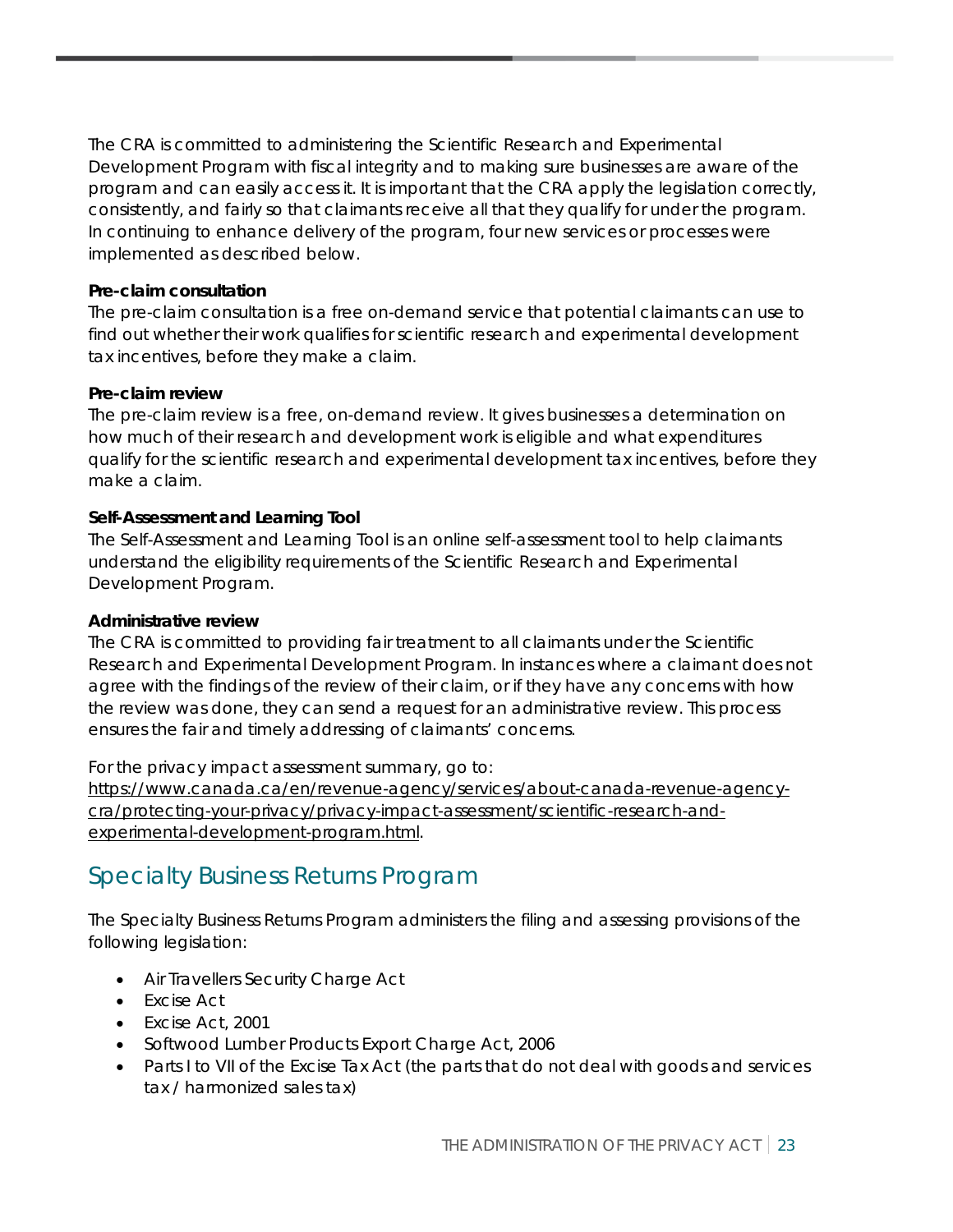The CRA is committed to administering the Scientific Research and Experimental Development Program with fiscal integrity and to making sure businesses are aware of the program and can easily access it. It is important that the CRA apply the legislation correctly, consistently, and fairly so that claimants receive all that they qualify for under the program. In continuing to enhance delivery of the program, four new services or processes were implemented as described below.

**Pre-claim consultation**
The pre-claim consultation is a free on-demand service that potential claimants can use to find out whether their work qualifies for scientific research and experimental development tax incentives, before they make a claim.

**Pre-claim review**
The pre-claim review is a free, on-demand review. It gives businesses a determination on how much of their research and development work is eligible and what expenditures qualify for the scientific research and experimental development tax incentives, before they make a claim.

**Self-Assessment and Learning Tool**
The Self-Assessment and Learning Tool is an online self-assessment tool to help claimants understand the eligibility requirements of the Scientific Research and Experimental Development Program.

**Administrative review**
The CRA is committed to providing fair treatment to all claimants under the Scientific Research and Experimental Development Program. In instances where a claimant does not agree with the findings of the review of their claim, or if they have any concerns with how the review was done, they can send a request for an administrative review. This process ensures the fair and timely addressing of claimants' concerns.

For the privacy impact assessment summary, go to: https://www.canada.ca/en/revenue-agency/services/about-canada-revenue-agency-cra/protecting-your-privacy/privacy-impact-assessment/scientific-research-and-experimental-development-program.html.

## Specialty Business Returns Program

The Specialty Business Returns Program administers the filing and assessing provisions of the following legislation:

- Air Travellers Security Charge Act
- Excise Act
- Excise Act, 2001
- Softwood Lumber Products Export Charge Act, 2006
- Parts I to VII of the Excise Tax Act (the parts that do not deal with goods and services tax / harmonized sales tax)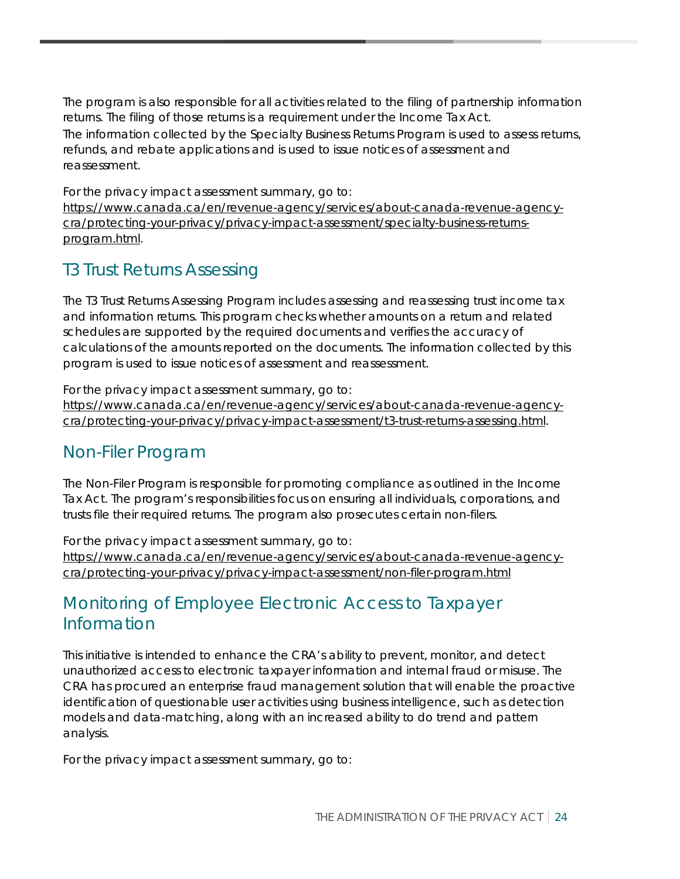The program is also responsible for all activities related to the filing of partnership information returns. The filing of those returns is a requirement under the Income Tax Act.
The information collected by the Specialty Business Returns Program is used to assess returns, refunds, and rebate applications and is used to issue notices of assessment and reassessment.

For the privacy impact assessment summary, go to: [https://www.canada.ca/en/revenue-agency/services/about-canada-revenue-agency-cra/protecting-your-privacy/privacy-impact-assessment/specialty-business-returns-program.html](https://www.canada.ca/en/revenue-agency/services/about-canada-revenue-agency-cra/protecting-your-privacy/privacy-impact-assessment/specialty-business-returns-program.html).

## T3 Trust Returns Assessing

The T3 Trust Returns Assessing Program includes assessing and reassessing trust income tax and information returns. This program checks whether amounts on a return and related schedules are supported by the required documents and verifies the accuracy of calculations of the amounts reported on the documents. The information collected by this program is used to issue notices of assessment and reassessment.

For the privacy impact assessment summary, go to: [https://www.canada.ca/en/revenue-agency/services/about-canada-revenue-agency-cra/protecting-your-privacy/privacy-impact-assessment/t3-trust-returns-assessing.html](https://www.canada.ca/en/revenue-agency/services/about-canada-revenue-agency-cra/protecting-your-privacy/privacy-impact-assessment/t3-trust-returns-assessing.html).

## Non-Filer Program

The Non-Filer Program is responsible for promoting compliance as outlined in the Income Tax Act. The program's responsibilities focus on ensuring all individuals, corporations, and trusts file their required returns. The program also prosecutes certain non-filers.

For the privacy impact assessment summary, go to: [https://www.canada.ca/en/revenue-agency/services/about-canada-revenue-agency-cra/protecting-your-privacy/privacy-impact-assessment/non-filer-program.html](https://www.canada.ca/en/revenue-agency/services/about-canada-revenue-agency-cra/protecting-your-privacy/privacy-impact-assessment/non-filer-program.html)

## Monitoring of Employee Electronic Access to Taxpayer Information

This initiative is intended to enhance the CRA's ability to prevent, monitor, and detect unauthorized access to electronic taxpayer information and internal fraud or misuse. The CRA has procured an enterprise fraud management solution that will enable the proactive identification of questionable user activities using business intelligence, such as detection models and data-matching, along with an increased ability to do trend and pattern analysis.

For the privacy impact assessment summary, go to: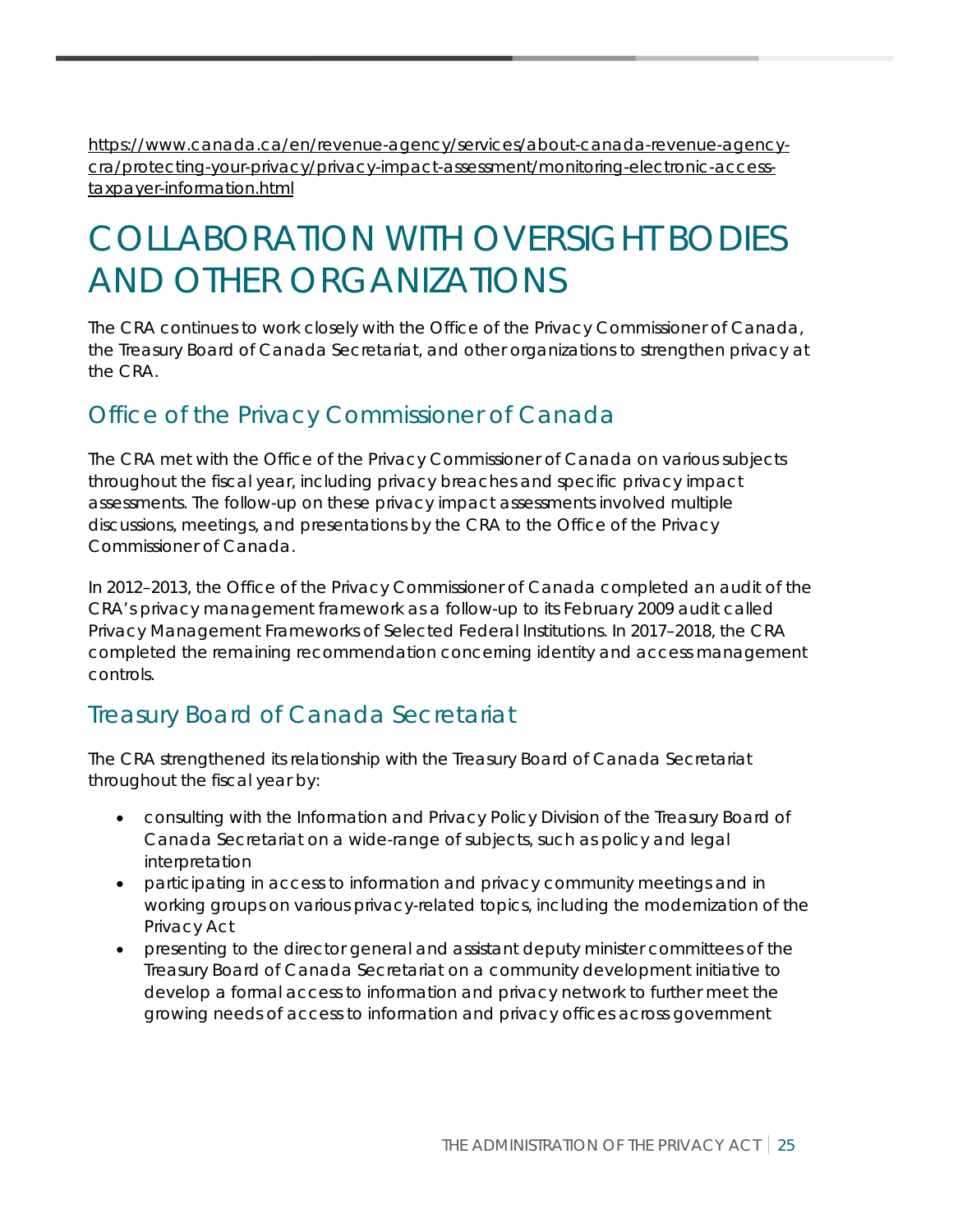https://www.canada.ca/en/revenue-agency/services/about-canada-revenue-agency-cra/protecting-your-privacy/privacy-impact-assessment/monitoring-electronic-access-taxpayer-information.html

# COLLABORATION WITH OVERSIGHT BODIES AND OTHER ORGANIZATIONS

The CRA continues to work closely with the Office of the Privacy Commissioner of Canada, the Treasury Board of Canada Secretariat, and other organizations to strengthen privacy at the CRA.

## Office of the Privacy Commissioner of Canada

The CRA met with the Office of the Privacy Commissioner of Canada on various subjects throughout the fiscal year, including privacy breaches and specific privacy impact assessments. The follow-up on these privacy impact assessments involved multiple discussions, meetings, and presentations by the CRA to the Office of the Privacy Commissioner of Canada.

In 2012–2013, the Office of the Privacy Commissioner of Canada completed an audit of the CRA's privacy management framework as a follow-up to its February 2009 audit called Privacy Management Frameworks of Selected Federal Institutions. In 2017–2018, the CRA completed the remaining recommendation concerning identity and access management controls.

## Treasury Board of Canada Secretariat

The CRA strengthened its relationship with the Treasury Board of Canada Secretariat throughout the fiscal year by:

- consulting with the Information and Privacy Policy Division of the Treasury Board of Canada Secretariat on a wide-range of subjects, such as policy and legal interpretation
- participating in access to information and privacy community meetings and in working groups on various privacy-related topics, including the modernization of the Privacy Act
- presenting to the director general and assistant deputy minister committees of the Treasury Board of Canada Secretariat on a community development initiative to develop a formal access to information and privacy network to further meet the growing needs of access to information and privacy offices across government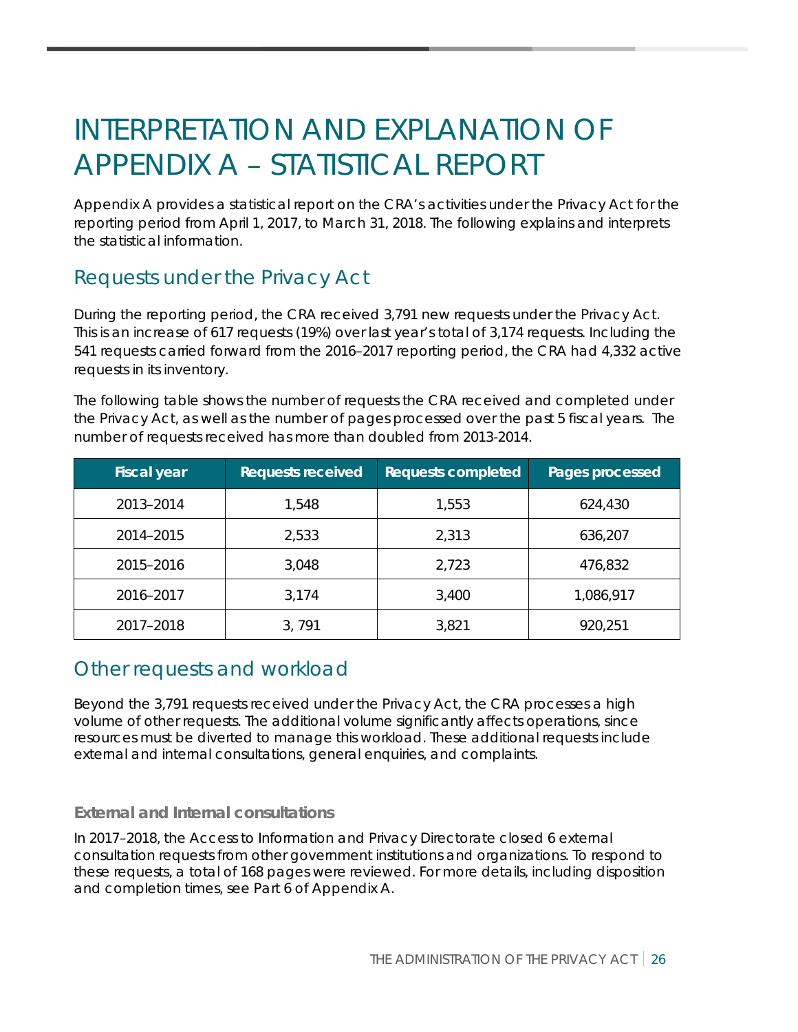# INTERPRETATION AND EXPLANATION OF APPENDIX A – STATISTICAL REPORT

Appendix A provides a statistical report on the CRA's activities under the Privacy Act for the reporting period from April 1, 2017, to March 31, 2018. The following explains and interprets the statistical information.

## Requests under the Privacy Act

During the reporting period, the CRA received 3,791 new requests under the Privacy Act. This is an increase of 617 requests (19%) over last year's total of 3,174 requests. Including the 541 requests carried forward from the 2016–2017 reporting period, the CRA had 4,332 active requests in its inventory.

The following table shows the number of requests the CRA received and completed under the Privacy Act, as well as the number of pages processed over the past 5 fiscal years. The number of requests received has more than doubled from 2013-2014.

| Fiscal year | Requests received | Requests completed | Pages processed |
|---|---|---|---|
| 2013–2014 | 1,548 | 1,553 | 624,430 |
| 2014–2015 | 2,533 | 2,313 | 636,207 |
| 2015–2016 | 3,048 | 2,723 | 476,832 |
| 2016–2017 | 3,174 | 3,400 | 1,086,917 |
| 2017–2018 | 3, 791 | 3,821 | 920,251 |

## Other requests and workload

Beyond the 3,791 requests received under the Privacy Act, the CRA processes a high volume of other requests. The additional volume significantly affects operations, since resources must be diverted to manage this workload. These additional requests include external and internal consultations, general enquiries, and complaints.

### External and Internal consultations

In 2017–2018, the Access to Information and Privacy Directorate closed 6 external consultation requests from other government institutions and organizations. To respond to these requests, a total of 168 pages were reviewed. For more details, including disposition and completion times, see Part 6 of Appendix A.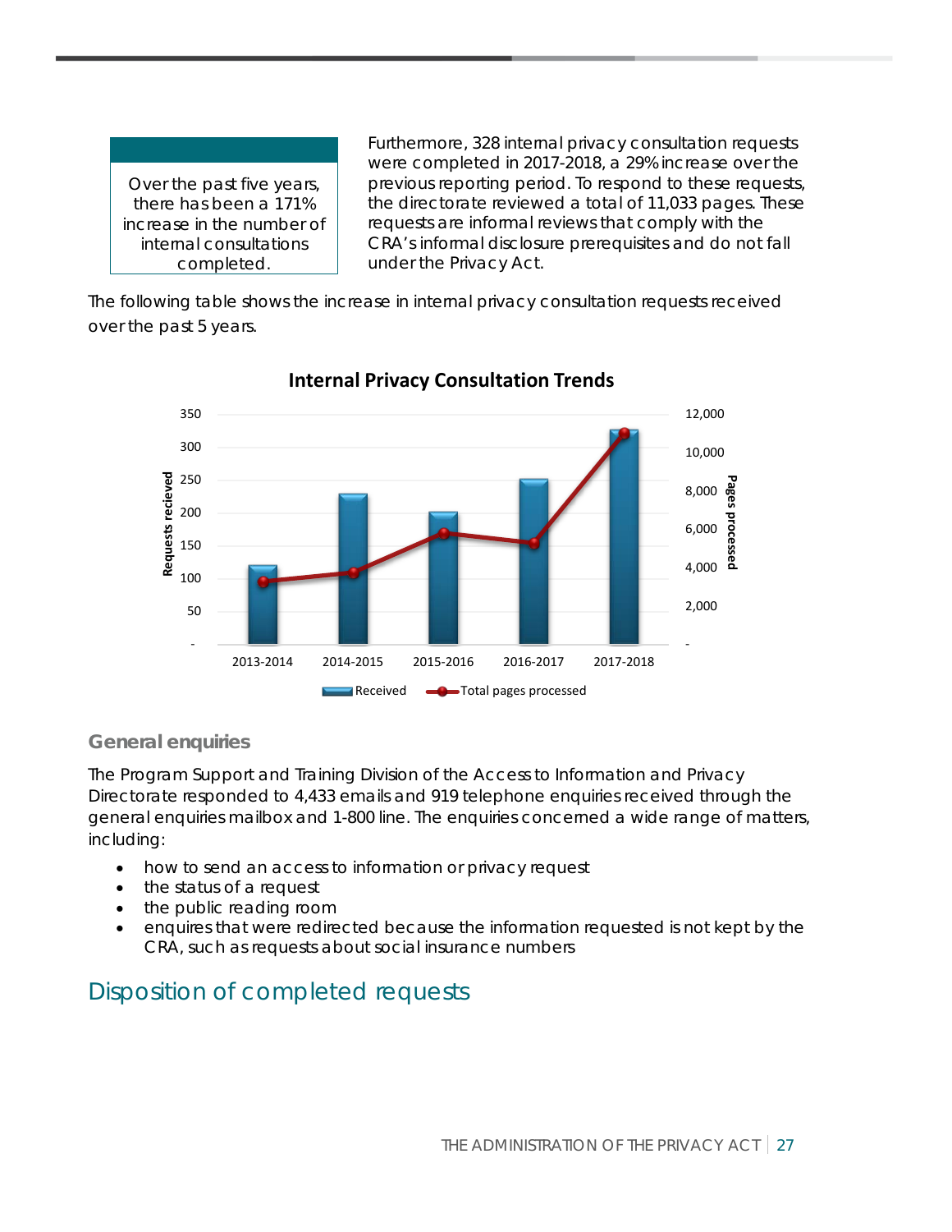> Over the past five years, there has been a 171% increase in the number of internal consultations completed.

Furthermore, 328 internal privacy consultation requests were completed in 2017-2018, a 29% increase over the previous reporting period. To respond to these requests, the directorate reviewed a total of 11,033 pages. These requests are informal reviews that comply with the CRA's informal disclosure prerequisites and do not fall under the Privacy Act.

The following table shows the increase in internal privacy consultation requests received over the past 5 years.

**Internal Privacy Consultation Trends**

### General enquiries

The Program Support and Training Division of the Access to Information and Privacy Directorate responded to 4,433 emails and 919 telephone enquiries received through the general enquiries mailbox and 1-800 line. The enquiries concerned a wide range of matters, including:

- how to send an access to information or privacy request
- the status of a request
- the public reading room
- enquires that were redirected because the information requested is not kept by the CRA, such as requests about social insurance numbers

## Disposition of completed requests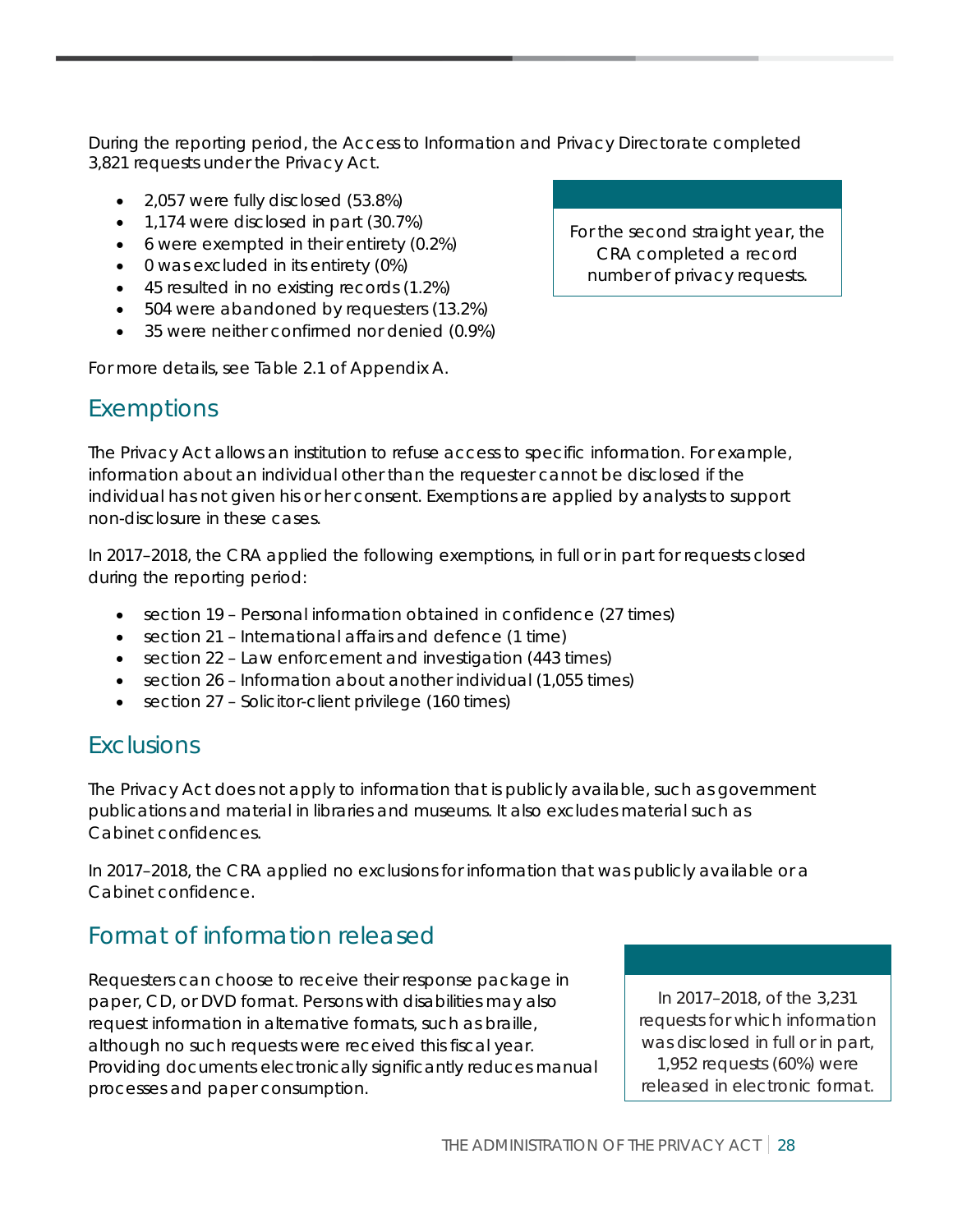During the reporting period, the Access to Information and Privacy Directorate completed 3,821 requests under the Privacy Act.

- 2,057 were fully disclosed (53.8%)
- 1,174 were disclosed in part (30.7%)
- 6 were exempted in their entirety (0.2%)
- 0 was excluded in its entirety (0%)
- 45 resulted in no existing records (1.2%)
- 504 were abandoned by requesters (13.2%)
- 35 were neither confirmed nor denied (0.9%)

For the second straight year, the CRA completed a record number of privacy requests.

For more details, see Table 2.1 of Appendix A.

## Exemptions

The Privacy Act allows an institution to refuse access to specific information. For example, information about an individual other than the requester cannot be disclosed if the individual has not given his or her consent. Exemptions are applied by analysts to support non-disclosure in these cases.

In 2017–2018, the CRA applied the following exemptions, in full or in part for requests closed during the reporting period:

- section 19 – Personal information obtained in confidence (27 times)
- section 21 – International affairs and defence (1 time)
- section 22 – Law enforcement and investigation (443 times)
- section 26 – Information about another individual (1,055 times)
- section 27 – Solicitor-client privilege (160 times)

## Exclusions

The Privacy Act does not apply to information that is publicly available, such as government publications and material in libraries and museums. It also excludes material such as Cabinet confidences.

In 2017–2018, the CRA applied no exclusions for information that was publicly available or a Cabinet confidence.

## Format of information released

Requesters can choose to receive their response package in paper, CD, or DVD format. Persons with disabilities may also request information in alternative formats, such as braille, although no such requests were received this fiscal year. Providing documents electronically significantly reduces manual processes and paper consumption.

In 2017–2018, of the 3,231 requests for which information was disclosed in full or in part, 1,952 requests (60%) were released in electronic format.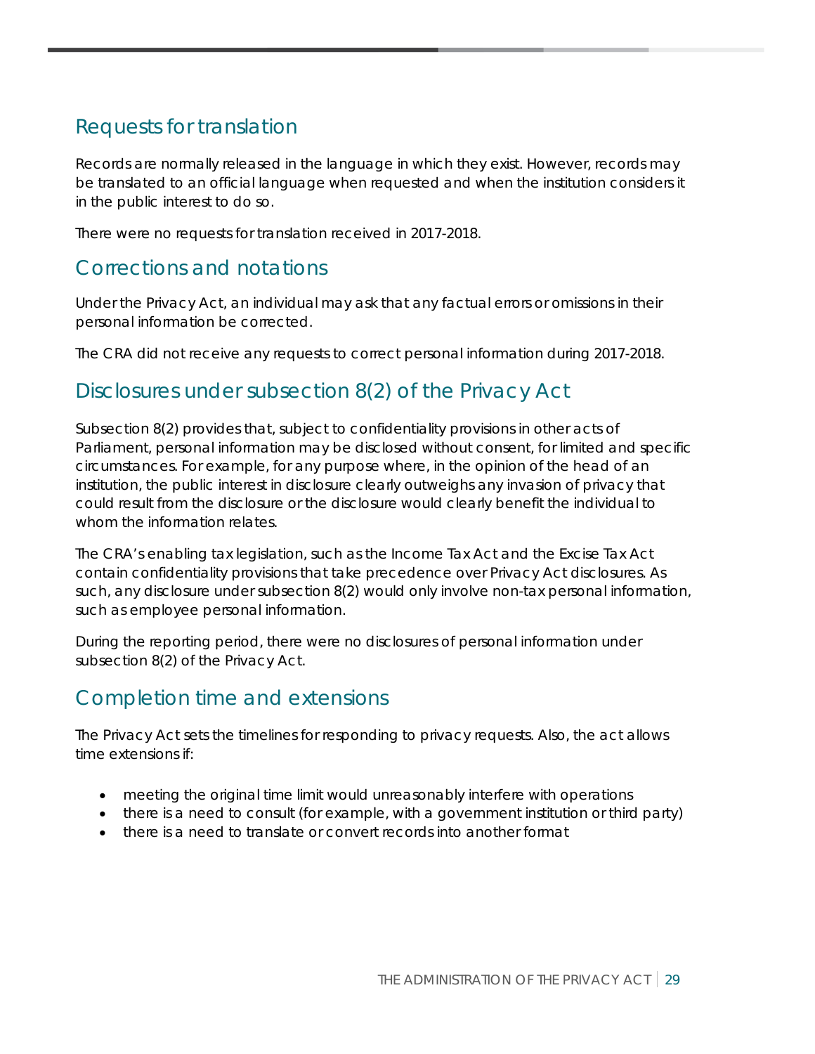## Requests for translation

Records are normally released in the language in which they exist. However, records may be translated to an official language when requested and when the institution considers it in the public interest to do so.

There were no requests for translation received in 2017-2018.

## Corrections and notations

Under the Privacy Act, an individual may ask that any factual errors or omissions in their personal information be corrected.

The CRA did not receive any requests to correct personal information during 2017-2018.

## Disclosures under subsection 8(2) of the Privacy Act

Subsection 8(2) provides that, subject to confidentiality provisions in other acts of Parliament, personal information may be disclosed without consent, for limited and specific circumstances. For example, for any purpose where, in the opinion of the head of an institution, the public interest in disclosure clearly outweighs any invasion of privacy that could result from the disclosure or the disclosure would clearly benefit the individual to whom the information relates.

The CRA's enabling tax legislation, such as the Income Tax Act and the Excise Tax Act contain confidentiality provisions that take precedence over Privacy Act disclosures. As such, any disclosure under subsection 8(2) would only involve non-tax personal information, such as employee personal information.

During the reporting period, there were no disclosures of personal information under subsection 8(2) of the Privacy Act.

## Completion time and extensions

The Privacy Act sets the timelines for responding to privacy requests. Also, the act allows time extensions if:

- meeting the original time limit would unreasonably interfere with operations
- there is a need to consult (for example, with a government institution or third party)
- there is a need to translate or convert records into another format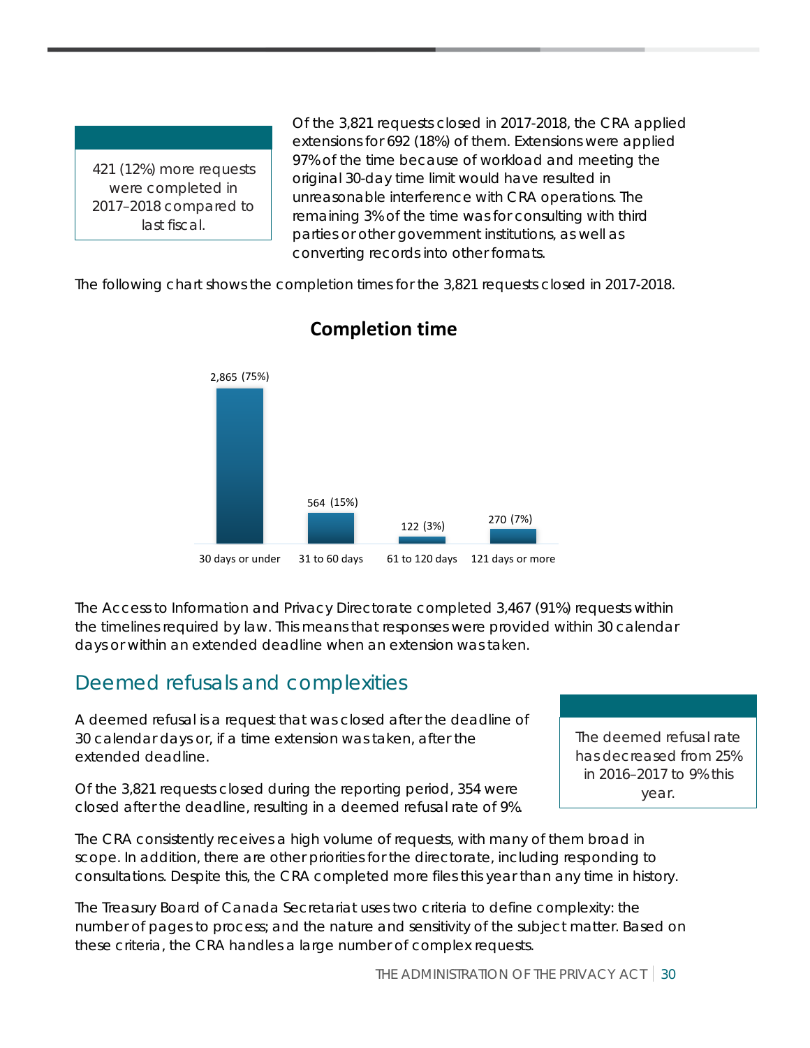> 421 (12%) more requests were completed in 2017–2018 compared to last fiscal.

Of the 3,821 requests closed in 2017-2018, the CRA applied extensions for 692 (18%) of them. Extensions were applied 97% of the time because of workload and meeting the original 30-day time limit would have resulted in unreasonable interference with CRA operations. The remaining 3% of the time was for consulting with third parties or other government institutions, as well as converting records into other formats.

The following chart shows the completion times for the 3,821 requests closed in 2017-2018.

**Completion time**

| Completion time | Requests |
| --- | --- |
| 30 days or under | 2,865 (75%) |
| 31 to 60 days | 564 (15%) |
| 61 to 120 days | 122 (3%) |
| 121 days or more | 270 (7%) |

The Access to Information and Privacy Directorate completed 3,467 (91%) requests within the timelines required by law. This means that responses were provided within 30 calendar days or within an extended deadline when an extension was taken.

## Deemed refusals and complexities

> The deemed refusal rate has decreased from 25% in 2016–2017 to 9% this year.

A deemed refusal is a request that was closed after the deadline of 30 calendar days or, if a time extension was taken, after the extended deadline.

Of the 3,821 requests closed during the reporting period, 354 were closed after the deadline, resulting in a deemed refusal rate of 9%.

The CRA consistently receives a high volume of requests, with many of them broad in scope. In addition, there are other priorities for the directorate, including responding to consultations. Despite this, the CRA completed more files this year than any time in history.

The Treasury Board of Canada Secretariat uses two criteria to define complexity: the number of pages to process; and the nature and sensitivity of the subject matter. Based on these criteria, the CRA handles a large number of complex requests.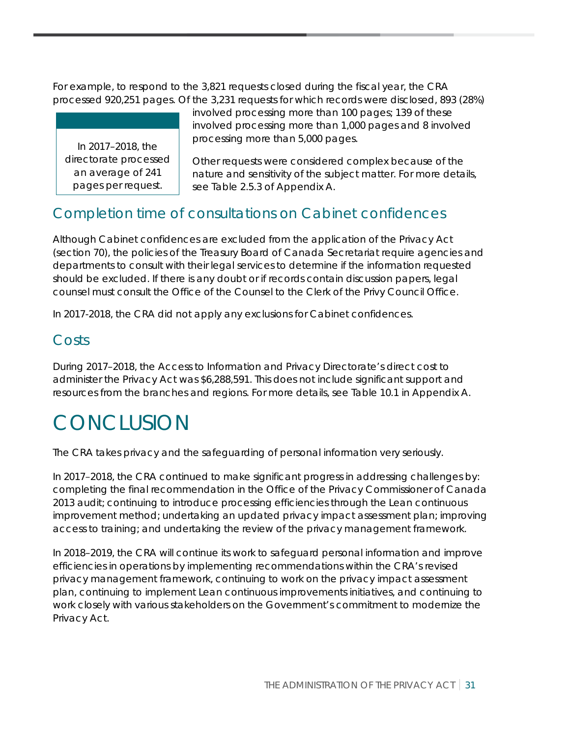For example, to respond to the 3,821 requests closed during the fiscal year, the CRA processed 920,251 pages. Of the 3,231 requests for which records were disclosed, 893 (28%) involved processing more than 100 pages; 139 of these involved processing more than 1,000 pages and 8 involved processing more than 5,000 pages.

> In 2017–2018, the directorate processed an average of 241 pages per request.

Other requests were considered complex because of the nature and sensitivity of the subject matter. For more details, see Table 2.5.3 of Appendix A.

## Completion time of consultations on Cabinet confidences

Although Cabinet confidences are excluded from the application of the Privacy Act (section 70), the policies of the Treasury Board of Canada Secretariat require agencies and departments to consult with their legal services to determine if the information requested should be excluded. If there is any doubt or if records contain discussion papers, legal counsel must consult the Office of the Counsel to the Clerk of the Privy Council Office.

In 2017-2018, the CRA did not apply any exclusions for Cabinet confidences.

## Costs

During 2017–2018, the Access to Information and Privacy Directorate's direct cost to administer the Privacy Act was $6,288,591. This does not include significant support and resources from the branches and regions. For more details, see Table 10.1 in Appendix A.

# CONCLUSION

The CRA takes privacy and the safeguarding of personal information very seriously.

In 2017–2018, the CRA continued to make significant progress in addressing challenges by: completing the final recommendation in the Office of the Privacy Commissioner of Canada 2013 audit; continuing to introduce processing efficiencies through the Lean continuous improvement method; undertaking an updated privacy impact assessment plan; improving access to training; and undertaking the review of the privacy management framework.

In 2018–2019, the CRA will continue its work to safeguard personal information and improve efficiencies in operations by implementing recommendations within the CRA's revised privacy management framework, continuing to work on the privacy impact assessment plan, continuing to implement Lean continuous improvements initiatives, and continuing to work closely with various stakeholders on the Government's commitment to modernize the Privacy Act.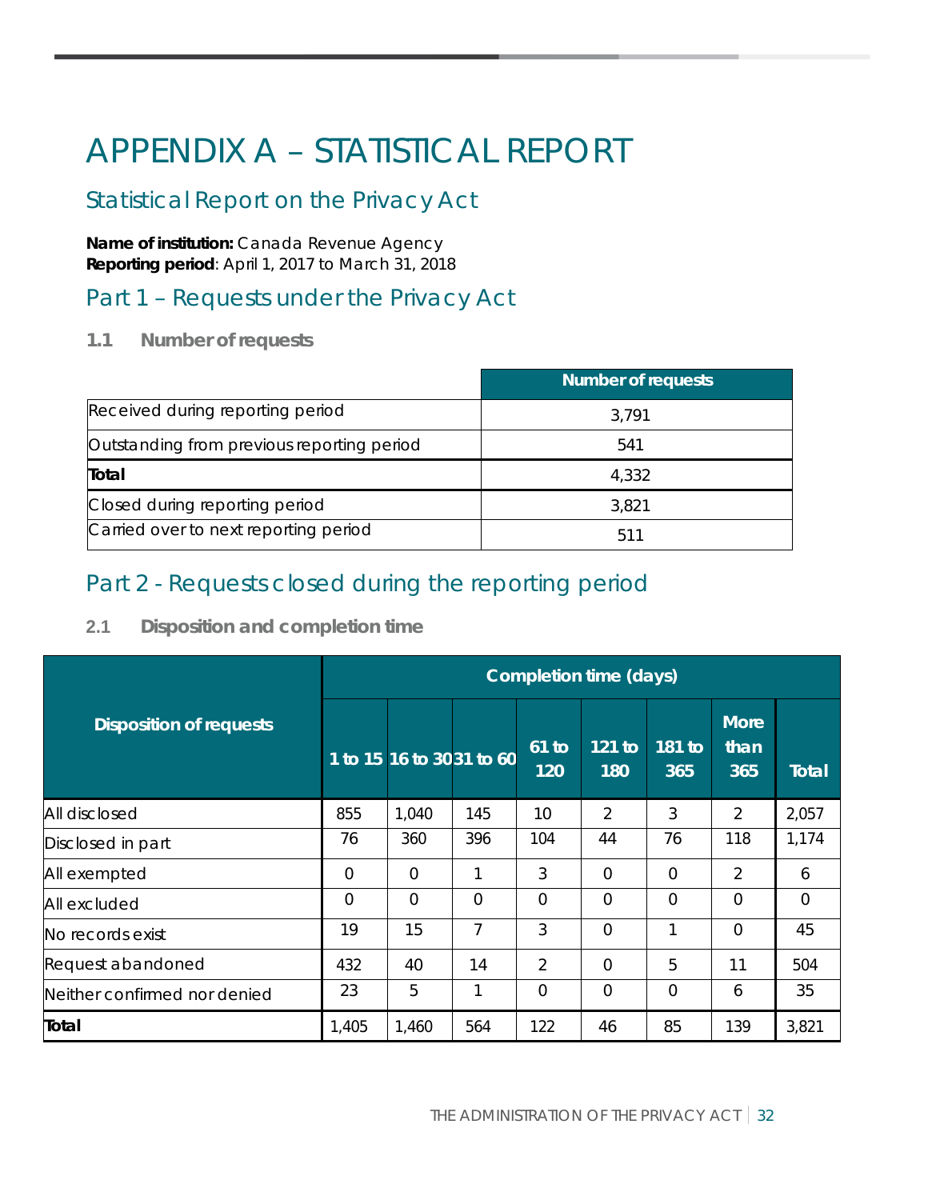# APPENDIX A – STATISTICAL REPORT

## Statistical Report on the Privacy Act

**Name of institution:** Canada Revenue Agency
**Reporting period**: April 1, 2017 to March 31, 2018

## Part 1 – Requests under the Privacy Act

### 1.1 Number of requests

| | Number of requests |
|---|---|
| Received during reporting period | 3,791 |
| Outstanding from previous reporting period | 541 |
| **Total** | 4,332 |
| Closed during reporting period | 3,821 |
| Carried over to next reporting period | 511 |

## Part 2 - Requests closed during the reporting period

### 2.1 Disposition and completion time

| Disposition of requests | Completion time (days) | | | | | | | |
|---|---|---|---|---|---|---|---|---|
| | 1 to 15 | 16 to 30 | 31 to 60 | 61 to 120 | 121 to 180 | 181 to 365 | More than 365 | Total |
| All disclosed | 855 | 1,040 | 145 | 10 | 2 | 3 | 2 | 2,057 |
| Disclosed in part | 76 | 360 | 396 | 104 | 44 | 76 | 118 | 1,174 |
| All exempted | 0 | 0 | 1 | 3 | 0 | 0 | 2 | 6 |
| All excluded | 0 | 0 | 0 | 0 | 0 | 0 | 0 | 0 |
| No records exist | 19 | 15 | 7 | 3 | 0 | 1 | 0 | 45 |
| Request abandoned | 432 | 40 | 14 | 2 | 0 | 5 | 11 | 504 |
| Neither confirmed nor denied | 23 | 5 | 1 | 0 | 0 | 0 | 6 | 35 |
| **Total** | 1,405 | 1,460 | 564 | 122 | 46 | 85 | 139 | 3,821 |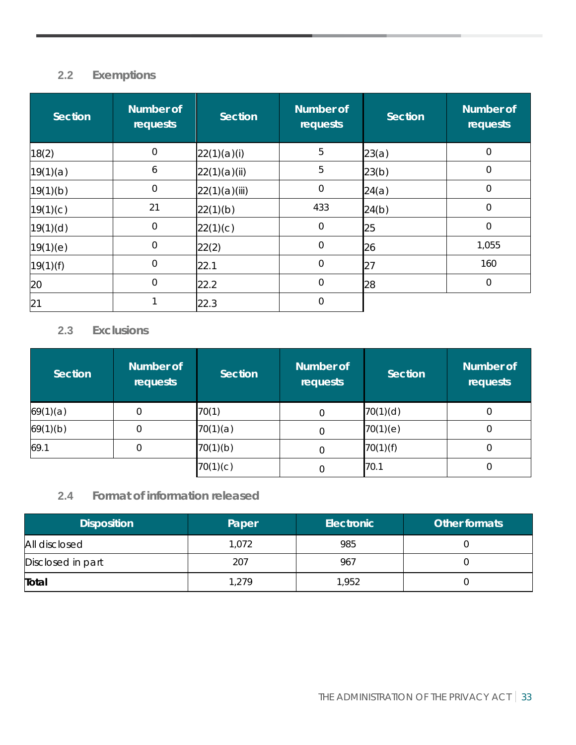### 2.2 Exemptions

| Section | Number of requests | Section | Number of requests | Section | Number of requests |
|---|---|---|---|---|---|
| 18(2) | 0 | 22(1)(a)(i) | 5 | 23(a) | 0 |
| 19(1)(a) | 6 | 22(1)(a)(ii) | 5 | 23(b) | 0 |
| 19(1)(b) | 0 | 22(1)(a)(iii) | 0 | 24(a) | 0 |
| 19(1)(c) | 21 | 22(1)(b) | 433 | 24(b) | 0 |
| 19(1)(d) | 0 | 22(1)(c) | 0 | 25 | 0 |
| 19(1)(e) | 0 | 22(2) | 0 | 26 | 1,055 |
| 19(1)(f) | 0 | 22.1 | 0 | 27 | 160 |
| 20 | 0 | 22.2 | 0 | 28 | 0 |
| 21 | 1 | 22.3 | 0 | | |

### 2.3 Exclusions

| Section | Number of requests | Section | Number of requests | Section | Number of requests |
|---|---|---|---|---|---|
| 69(1)(a) | 0 | 70(1) | 0 | 70(1)(d) | 0 |
| 69(1)(b) | 0 | 70(1)(a) | 0 | 70(1)(e) | 0 |
| 69.1 | 0 | 70(1)(b) | 0 | 70(1)(f) | 0 |
| | | 70(1)(c) | 0 | 70.1 | 0 |

### 2.4 Format of information released

| Disposition | Paper | Electronic | Other formats |
|---|---|---|---|
| All disclosed | 1,072 | 985 | 0 |
| Disclosed in part | 207 | 967 | 0 |
| **Total** | 1,279 | 1,952 | 0 |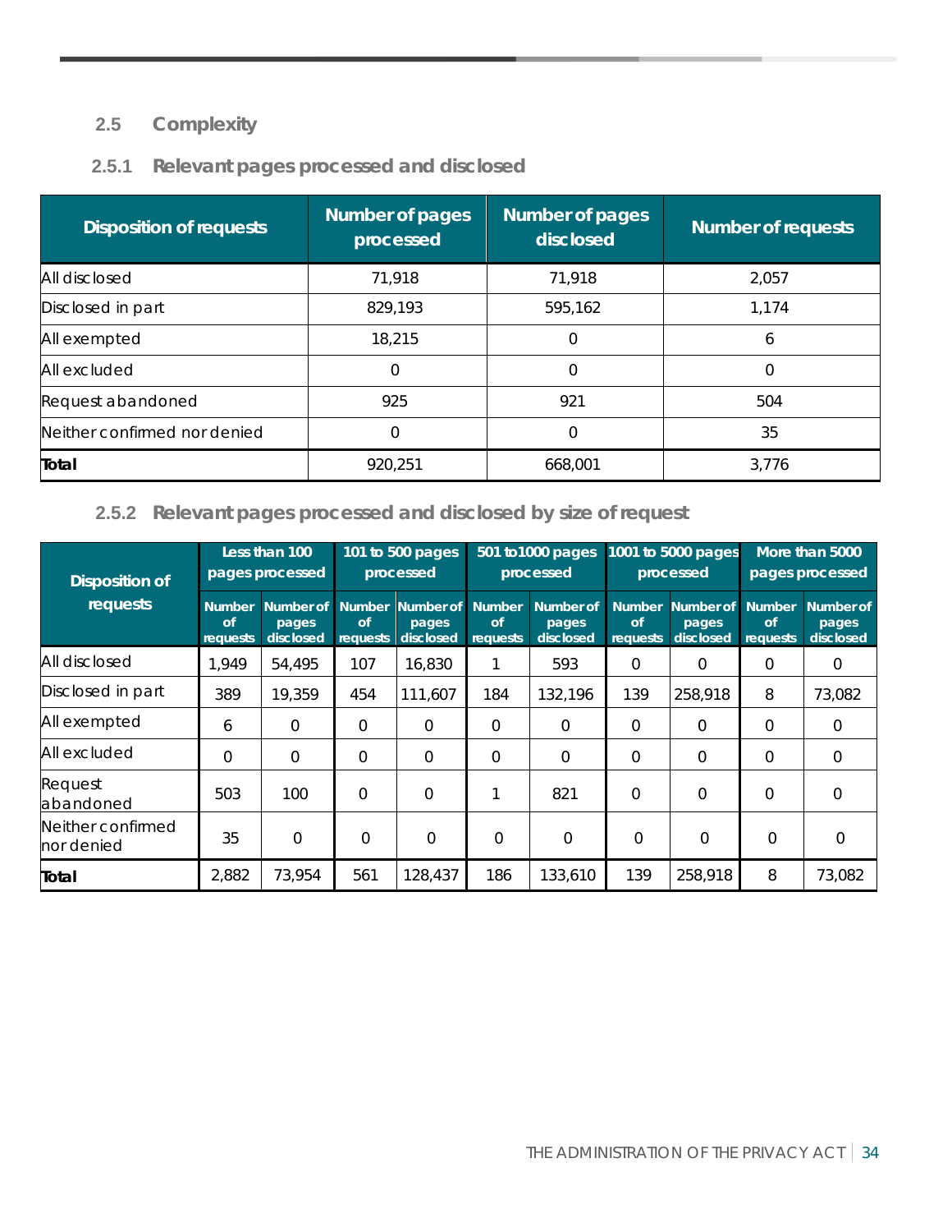## 2.5 Complexity

### 2.5.1 Relevant pages processed and disclosed

| Disposition of requests | Number of pages processed | Number of pages disclosed | Number of requests |
|---|---|---|---|
| All disclosed | 71,918 | 71,918 | 2,057 |
| Disclosed in part | 829,193 | 595,162 | 1,174 |
| All exempted | 18,215 | 0 | 6 |
| All excluded | 0 | 0 | 0 |
| Request abandoned | 925 | 921 | 504 |
| Neither confirmed nor denied | 0 | 0 | 35 |
| **Total** | 920,251 | 668,001 | 3,776 |

### 2.5.2 Relevant pages processed and disclosed by size of request

| Disposition of requests | Less than 100 pages processed | | 101 to 500 pages processed | | 501 to1000 pages processed | | 1001 to 5000 pages processed | | More than 5000 pages processed | |
|---|---|---|---|---|---|---|---|---|---|---|
| | Number of requests | Number of pages disclosed | Number of requests | Number of pages disclosed | Number of requests | Number of pages disclosed | Number of requests | Number of pages disclosed | Number of requests | Number of pages disclosed |
| All disclosed | 1,949 | 54,495 | 107 | 16,830 | 1 | 593 | 0 | 0 | 0 | 0 |
| Disclosed in part | 389 | 19,359 | 454 | 111,607 | 184 | 132,196 | 139 | 258,918 | 8 | 73,082 |
| All exempted | 6 | 0 | 0 | 0 | 0 | 0 | 0 | 0 | 0 | 0 |
| All excluded | 0 | 0 | 0 | 0 | 0 | 0 | 0 | 0 | 0 | 0 |
| Request abandoned | 503 | 100 | 0 | 0 | 1 | 821 | 0 | 0 | 0 | 0 |
| Neither confirmed nor denied | 35 | 0 | 0 | 0 | 0 | 0 | 0 | 0 | 0 | 0 |
| **Total** | 2,882 | 73,954 | 561 | 128,437 | 186 | 133,610 | 139 | 258,918 | 8 | 73,082 |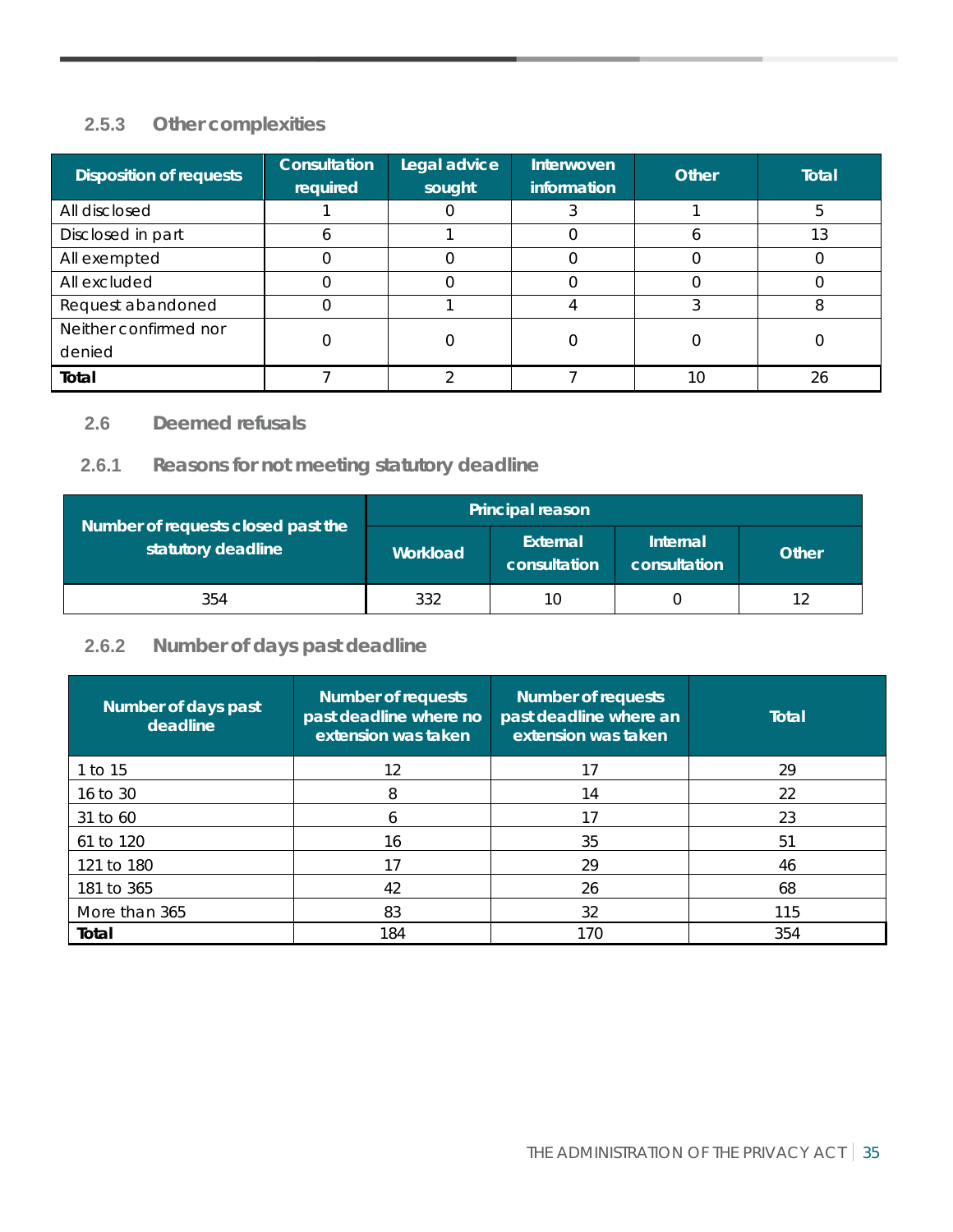### 2.5.3 Other complexities

| Disposition of requests | Consultation required | Legal advice sought | Interwoven information | Other | Total |
|---|---|---|---|---|---|
| All disclosed | 1 | 0 | 3 | 1 | 5 |
| Disclosed in part | 6 | 1 | 0 | 6 | 13 |
| All exempted | 0 | 0 | 0 | 0 | 0 |
| All excluded | 0 | 0 | 0 | 0 | 0 |
| Request abandoned | 0 | 1 | 4 | 3 | 8 |
| Neither confirmed nor denied | 0 | 0 | 0 | 0 | 0 |
| **Total** | 7 | 2 | 7 | 10 | 26 |

## 2.6 Deemed refusals

### 2.6.1 Reasons for not meeting statutory deadline

| Number of requests closed past the statutory deadline | Principal reason | | | |
|---|---|---|---|---|
| | Workload | External consultation | Internal consultation | Other |
| 354 | 332 | 10 | 0 | 12 |

### 2.6.2 Number of days past deadline

| Number of days past deadline | Number of requests past deadline where no extension was taken | Number of requests past deadline where an extension was taken | Total |
|---|---|---|---|
| 1 to 15 | 12 | 17 | 29 |
| 16 to 30 | 8 | 14 | 22 |
| 31 to 60 | 6 | 17 | 23 |
| 61 to 120 | 16 | 35 | 51 |
| 121 to 180 | 17 | 29 | 46 |
| 181 to 365 | 42 | 26 | 68 |
| More than 365 | 83 | 32 | 115 |
| **Total** | 184 | 170 | 354 |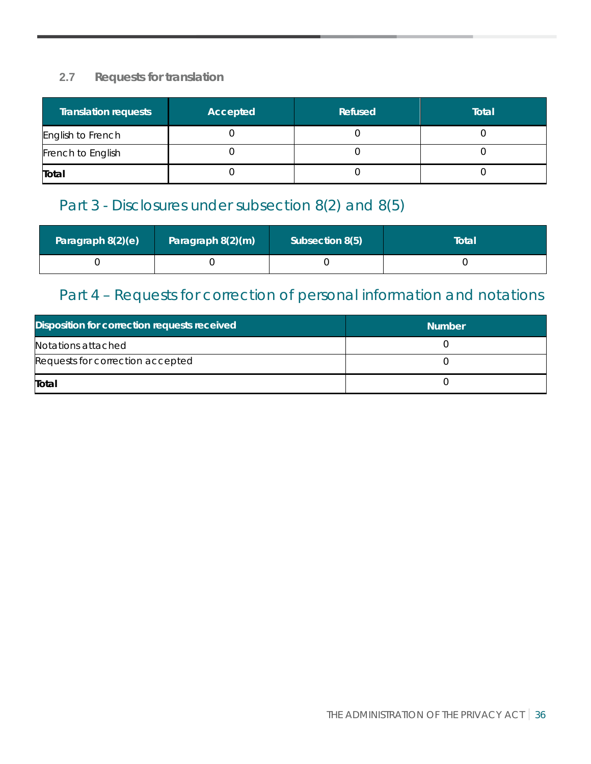### 2.7 Requests for translation

| Translation requests | Accepted | Refused | Total |
|---|---|---|---|
| English to French | 0 | 0 | 0 |
| French to English | 0 | 0 | 0 |
| **Total** | 0 | 0 | 0 |

## Part 3 - Disclosures under subsection 8(2) and 8(5)

| Paragraph 8(2)(e) | Paragraph 8(2)(m) | Subsection 8(5) | Total |
|---|---|---|---|
| 0 | 0 | 0 | 0 |

## Part 4 – Requests for correction of personal information and notations

| Disposition for correction requests received | Number |
|---|---|
| Notations attached | 0 |
| Requests for correction accepted | 0 |
| **Total** | 0 |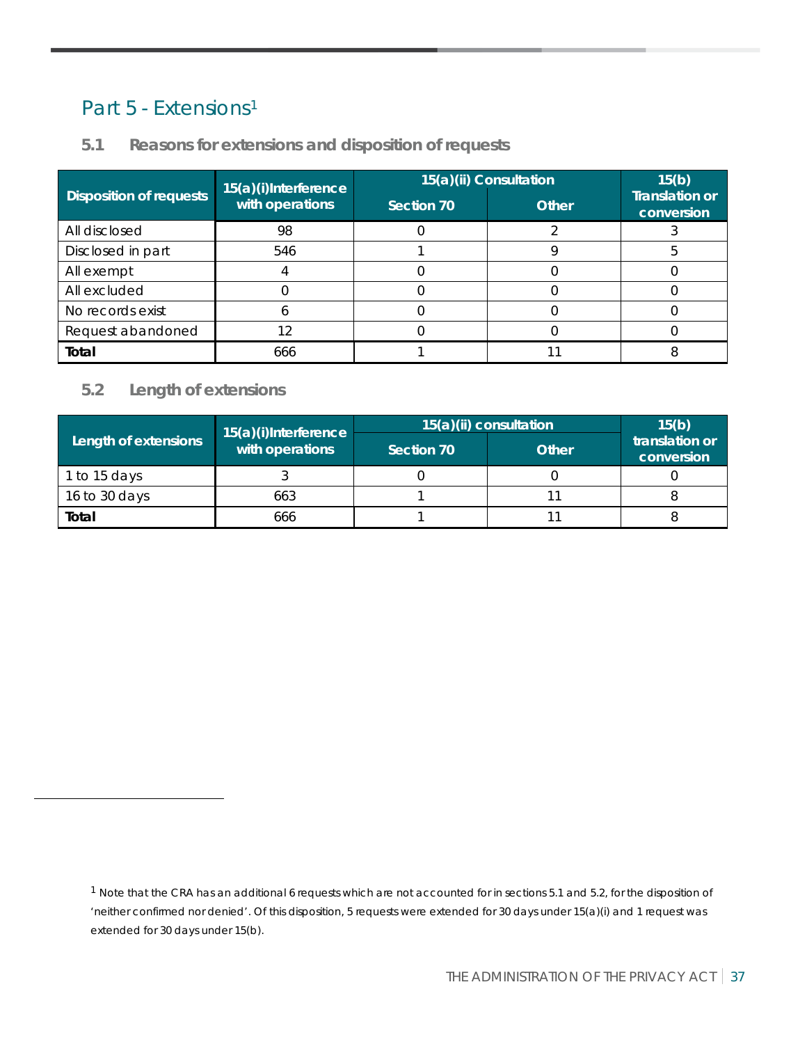## Part 5 - Extensions[1]

### 5.1 Reasons for extensions and disposition of requests

| Disposition of requests | 15(a)(i)Interference with operations | 15(a)(ii) Consultation | | 15(b) Translation or conversion |
|---|---|---|---|---|
| | | Section 70 | Other | |
| All disclosed | 98 | 0 | 2 | 3 |
| Disclosed in part | 546 | 1 | 9 | 5 |
| All exempt | 4 | 0 | 0 | 0 |
| All excluded | 0 | 0 | 0 | 0 |
| No records exist | 6 | 0 | 0 | 0 |
| Request abandoned | 12 | 0 | 0 | 0 |
| **Total** | 666 | 1 | 11 | 8 |

### 5.2 Length of extensions

| Length of extensions | 15(a)(i)Interference with operations | 15(a)(ii) consultation | | 15(b) translation or conversion |
|---|---|---|---|---|
| | | Section 70 | Other | |
| 1 to 15 days | 3 | 0 | 0 | 0 |
| 16 to 30 days | 663 | 1 | 11 | 8 |
| **Total** | 666 | 1 | 11 | 8 |

[1] Note that the CRA has an additional 6 requests which are not accounted for in sections 5.1 and 5.2, for the disposition of 'neither confirmed nor denied'. Of this disposition, 5 requests were extended for 30 days under 15(a)(i) and 1 request was extended for 30 days under 15(b).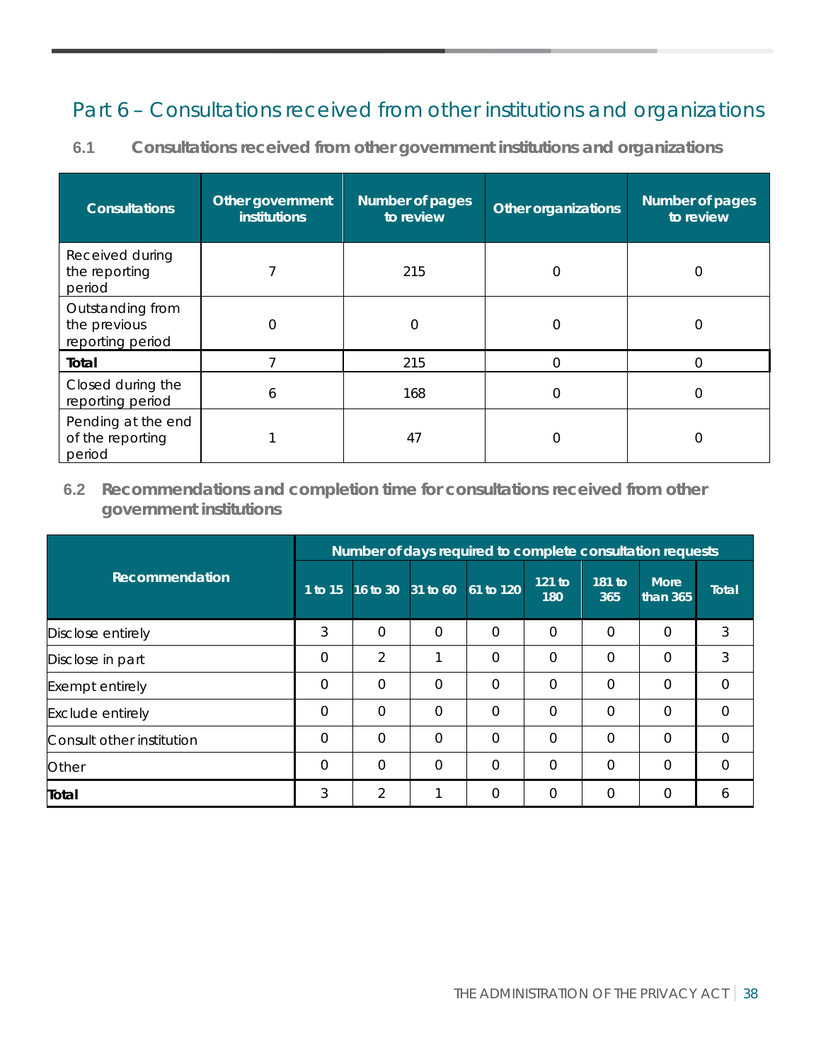## Part 6 – Consultations received from other institutions and organizations

### 6.1 Consultations received from other government institutions and organizations

| Consultations | Other government institutions | Number of pages to review | Other organizations | Number of pages to review |
|---|---|---|---|---|
| Received during the reporting period | 7 | 215 | 0 | 0 |
| Outstanding from the previous reporting period | 0 | 0 | 0 | 0 |
| **Total** | 7 | 215 | 0 | 0 |
| Closed during the reporting period | 6 | 168 | 0 | 0 |
| Pending at the end of the reporting period | 1 | 47 | 0 | 0 |

### 6.2 Recommendations and completion time for consultations received from other government institutions

| Recommendation | Number of days required to complete consultation requests | | | | | | | |
|---|---|---|---|---|---|---|---|---|
| | 1 to 15 | 16 to 30 | 31 to 60 | 61 to 120 | 121 to 180 | 181 to 365 | More than 365 | Total |
| Disclose entirely | 3 | 0 | 0 | 0 | 0 | 0 | 0 | 3 |
| Disclose in part | 0 | 2 | 1 | 0 | 0 | 0 | 0 | 3 |
| Exempt entirely | 0 | 0 | 0 | 0 | 0 | 0 | 0 | 0 |
| Exclude entirely | 0 | 0 | 0 | 0 | 0 | 0 | 0 | 0 |
| Consult other institution | 0 | 0 | 0 | 0 | 0 | 0 | 0 | 0 |
| Other | 0 | 0 | 0 | 0 | 0 | 0 | 0 | 0 |
| **Total** | 3 | 2 | 1 | 0 | 0 | 0 | 0 | 6 |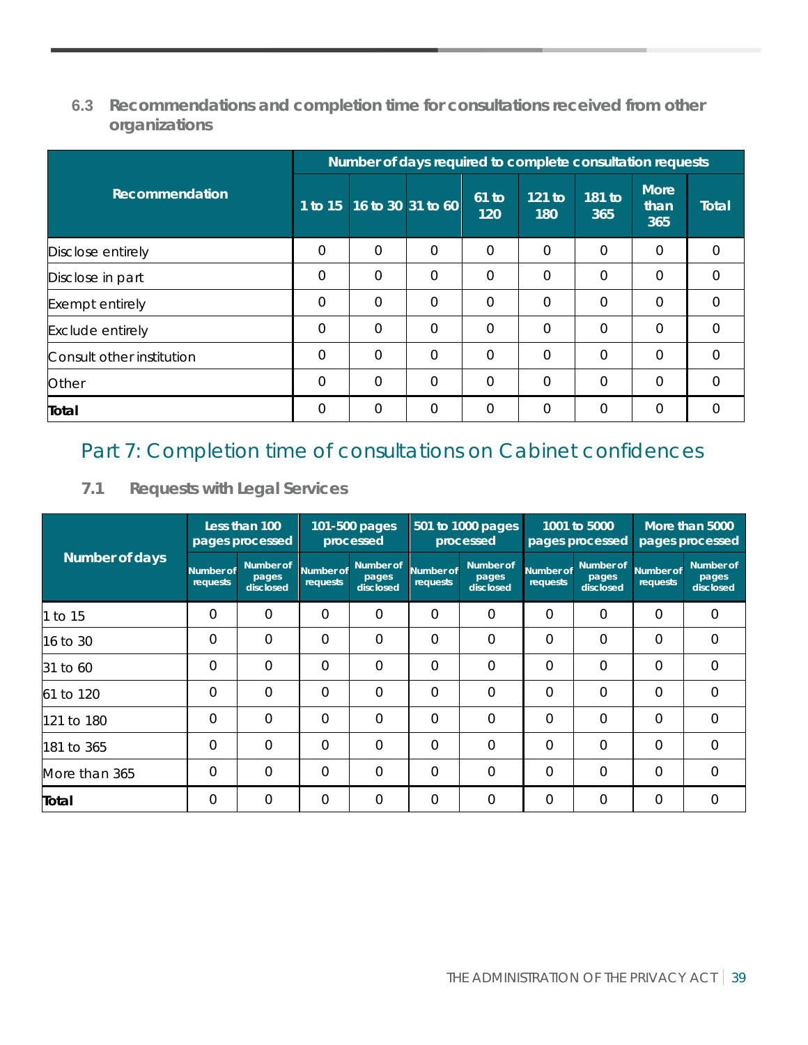### 6.3 Recommendations and completion time for consultations received from other organizations

| Recommendation | Number of days required to complete consultation requests | | | | | | | |
|---|---|---|---|---|---|---|---|---|
| | 1 to 15 | 16 to 30 | 31 to 60 | 61 to 120 | 121 to 180 | 181 to 365 | More than 365 | Total |
| Disclose entirely | 0 | 0 | 0 | 0 | 0 | 0 | 0 | 0 |
| Disclose in part | 0 | 0 | 0 | 0 | 0 | 0 | 0 | 0 |
| Exempt entirely | 0 | 0 | 0 | 0 | 0 | 0 | 0 | 0 |
| Exclude entirely | 0 | 0 | 0 | 0 | 0 | 0 | 0 | 0 |
| Consult other institution | 0 | 0 | 0 | 0 | 0 | 0 | 0 | 0 |
| Other | 0 | 0 | 0 | 0 | 0 | 0 | 0 | 0 |
| **Total** | 0 | 0 | 0 | 0 | 0 | 0 | 0 | 0 |

## Part 7: Completion time of consultations on Cabinet confidences

### 7.1 Requests with Legal Services

| Number of days | Less than 100 pages processed | | 101-500 pages processed | | 501 to 1000 pages processed | | 1001 to 5000 pages processed | | More than 5000 pages processed | |
|---|---|---|---|---|---|---|---|---|---|---|
| | Number of requests | Number of pages disclosed | Number of requests | Number of pages disclosed | Number of requests | Number of pages disclosed | Number of requests | Number of pages disclosed | Number of requests | Number of pages disclosed |
| 1 to 15 | 0 | 0 | 0 | 0 | 0 | 0 | 0 | 0 | 0 | 0 |
| 16 to 30 | 0 | 0 | 0 | 0 | 0 | 0 | 0 | 0 | 0 | 0 |
| 31 to 60 | 0 | 0 | 0 | 0 | 0 | 0 | 0 | 0 | 0 | 0 |
| 61 to 120 | 0 | 0 | 0 | 0 | 0 | 0 | 0 | 0 | 0 | 0 |
| 121 to 180 | 0 | 0 | 0 | 0 | 0 | 0 | 0 | 0 | 0 | 0 |
| 181 to 365 | 0 | 0 | 0 | 0 | 0 | 0 | 0 | 0 | 0 | 0 |
| More than 365 | 0 | 0 | 0 | 0 | 0 | 0 | 0 | 0 | 0 | 0 |
| **Total** | 0 | 0 | 0 | 0 | 0 | 0 | 0 | 0 | 0 | 0 |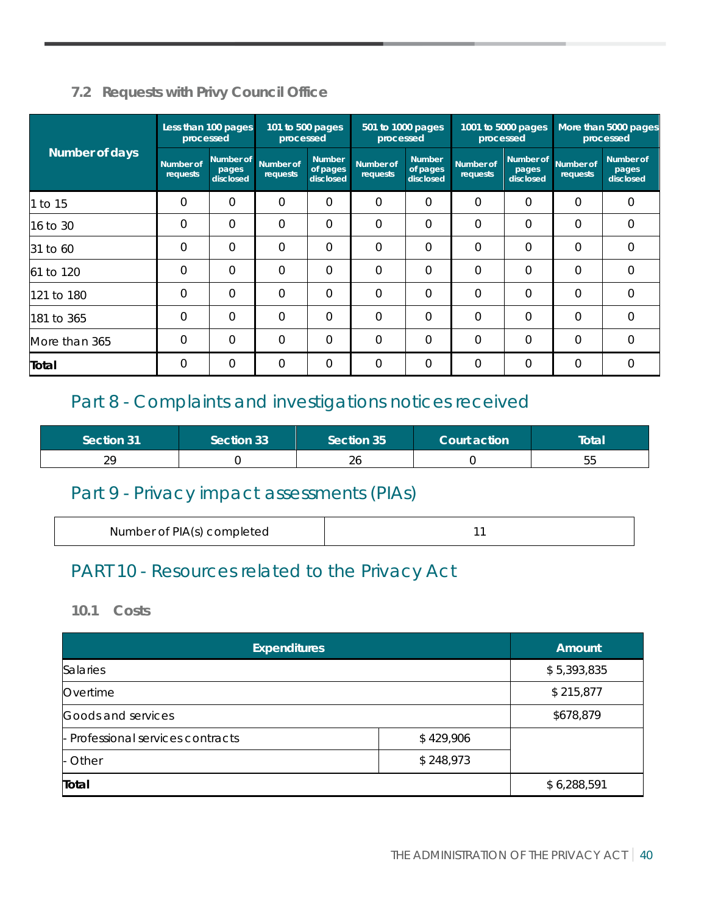### 7.2 Requests with Privy Council Office

| Number of days | Less than 100 pages processed | | 101 to 500 pages processed | | 501 to 1000 pages processed | | 1001 to 5000 pages processed | | More than 5000 pages processed | |
|---|---|---|---|---|---|---|---|---|---|---|
| | Number of requests | Number of pages disclosed | Number of requests | Number of pages disclosed | Number of requests | Number of pages disclosed | Number of requests | Number of pages disclosed | Number of requests | Number of pages disclosed |
| 1 to 15 | 0 | 0 | 0 | 0 | 0 | 0 | 0 | 0 | 0 | 0 |
| 16 to 30 | 0 | 0 | 0 | 0 | 0 | 0 | 0 | 0 | 0 | 0 |
| 31 to 60 | 0 | 0 | 0 | 0 | 0 | 0 | 0 | 0 | 0 | 0 |
| 61 to 120 | 0 | 0 | 0 | 0 | 0 | 0 | 0 | 0 | 0 | 0 |
| 121 to 180 | 0 | 0 | 0 | 0 | 0 | 0 | 0 | 0 | 0 | 0 |
| 181 to 365 | 0 | 0 | 0 | 0 | 0 | 0 | 0 | 0 | 0 | 0 |
| More than 365 | 0 | 0 | 0 | 0 | 0 | 0 | 0 | 0 | 0 | 0 |
| **Total** | 0 | 0 | 0 | 0 | 0 | 0 | 0 | 0 | 0 | 0 |

## Part 8 - Complaints and investigations notices received

| Section 31 | Section 33 | Section 35 | Court action | Total |
|---|---|---|---|---|
| 29 | 0 | 26 | 0 | 55 |

## Part 9 - Privacy impact assessments (PIAs)

| Number of PIA(s) completed | 11 |
|---|---|

## PART 10 - Resources related to the Privacy Act

### 10.1 Costs

| Expenditures | | Amount |
|---|---|---|
| Salaries | | $ 5,393,835 |
| Overtime | | $ 215,877 |
| Goods and services | | $678,879 |
| - Professional services contracts | $ 429,906 | |
| - Other | $ 248,973 | |
| **Total** | | $ 6,288,591 |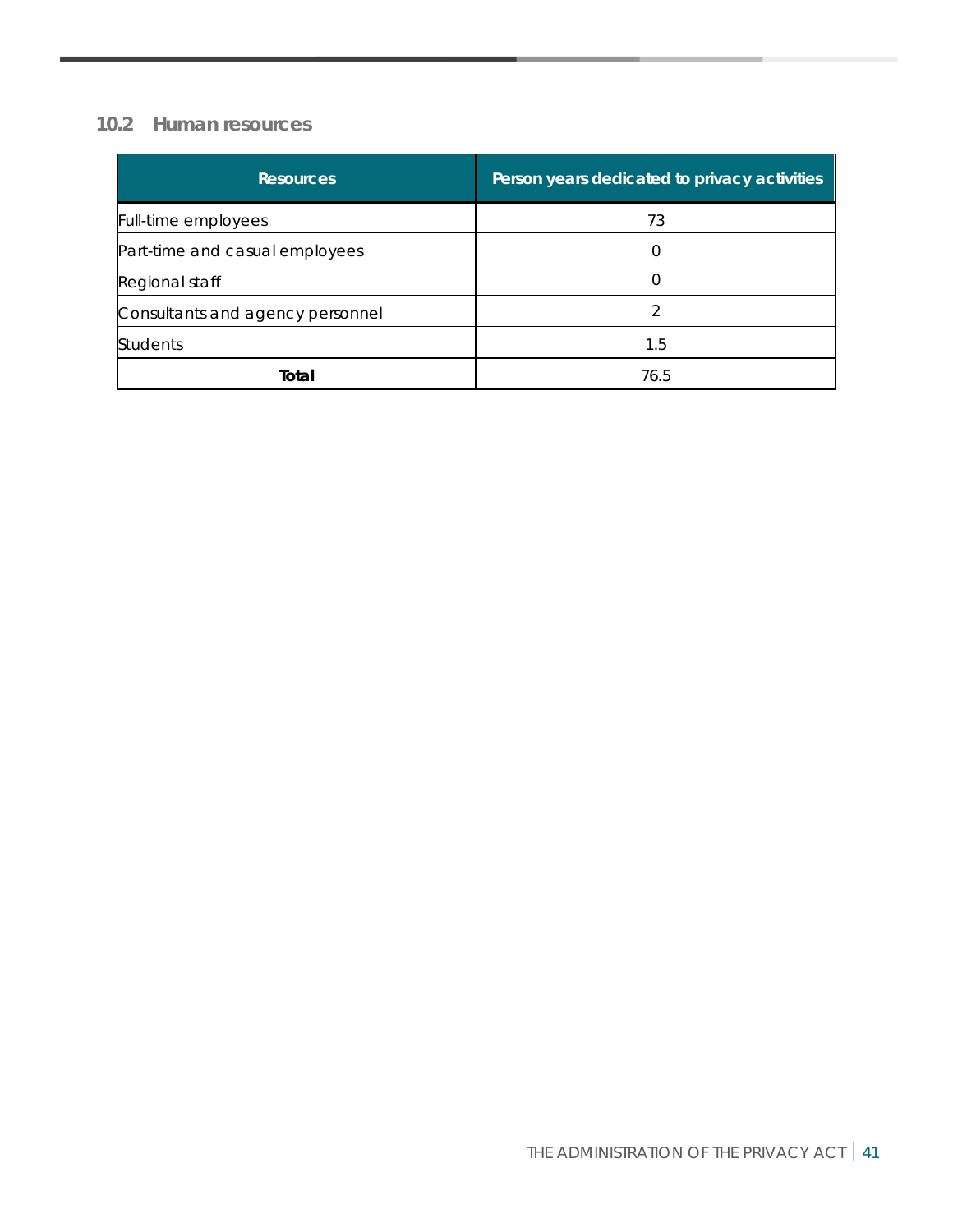## 10.2 Human resources

| Resources | Person years dedicated to privacy activities |
| --- | --- |
| Full-time employees | 73 |
| Part-time and casual employees | 0 |
| Regional staff | 0 |
| Consultants and agency personnel | 2 |
| Students | 1.5 |
| **Total** | 76.5 |